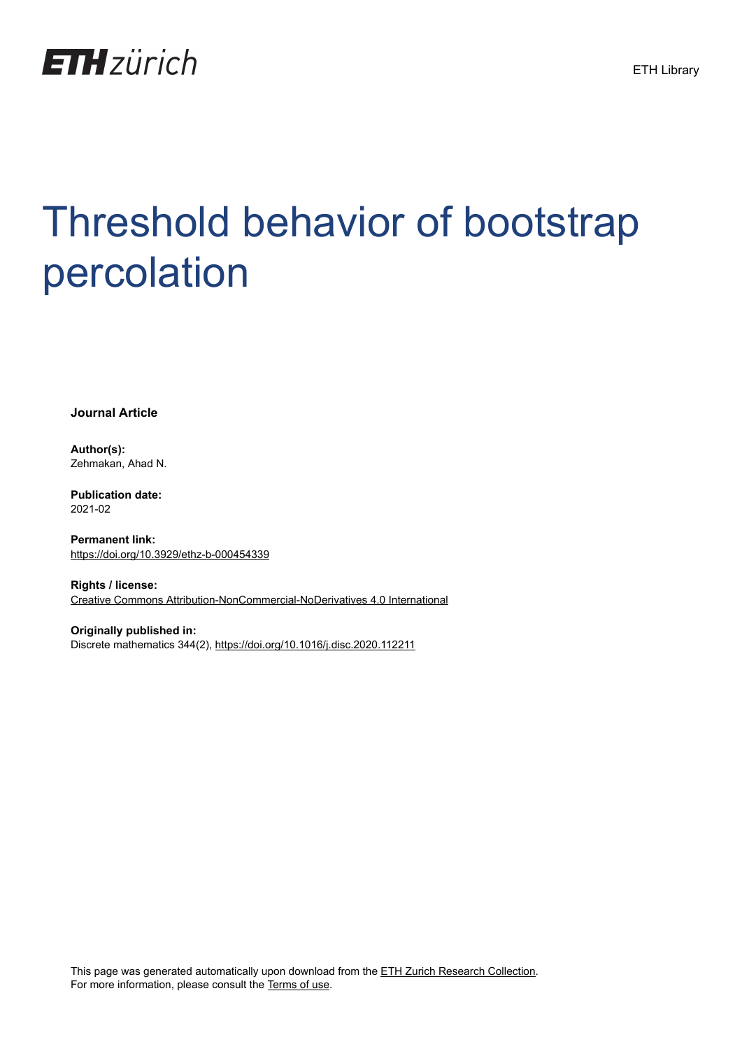ETH zürich

ETH Library

# Threshold behavior of bootstrap percolation

**Journal Article**

**Author(s):**
Zehmakan, Ahad N.

**Publication date:**
2021-02

**Permanent link:**
https://doi.org/10.3929/ethz-b-000454339

**Rights / license:**
Creative Commons Attribution-NonCommercial-NoDerivatives 4.0 International

**Originally published in:**
Discrete mathematics 344(2), https://doi.org/10.1016/j.disc.2020.112211

This page was generated automatically upon download from the ETH Zurich Research Collection.
For more information, please consult the Terms of use.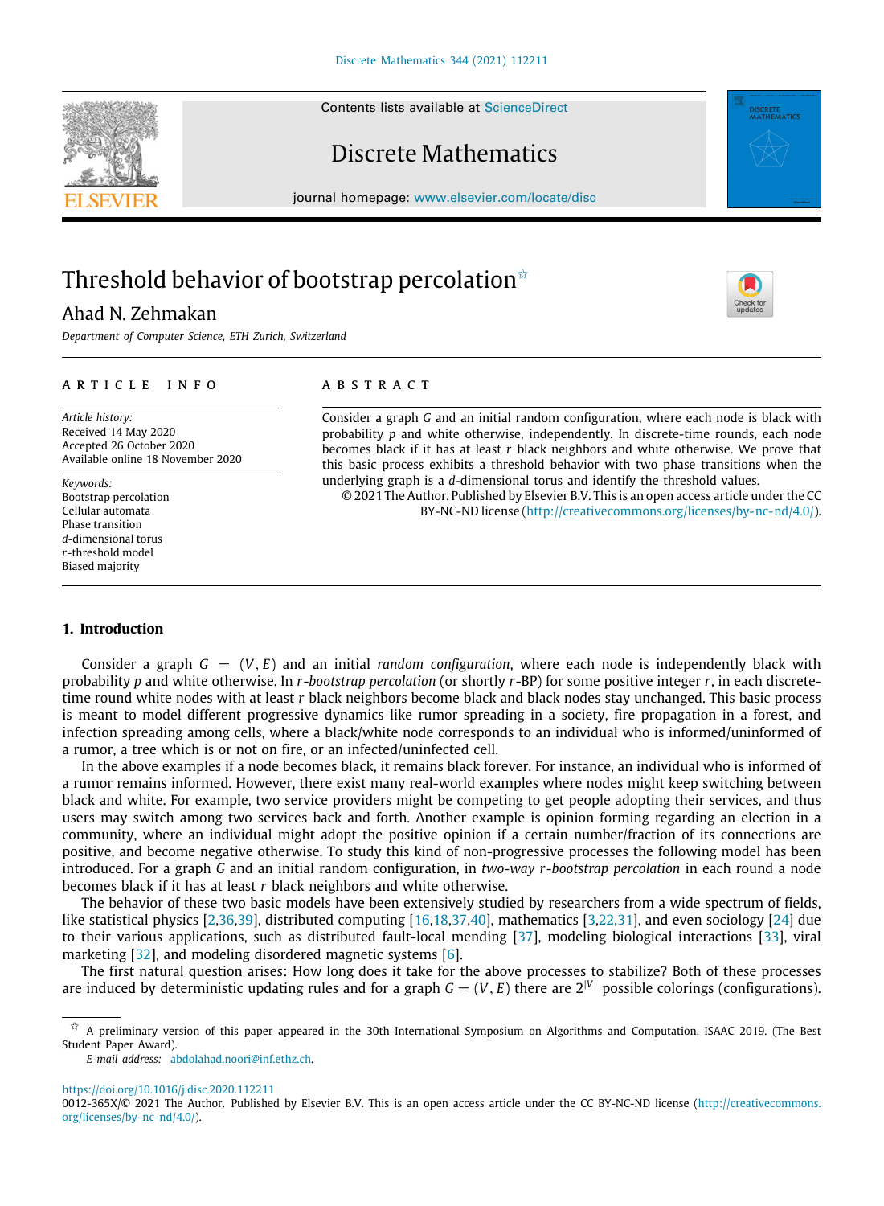# Threshold behavior of bootstrap percolation ☆

Ahad N. Zehmakan

*Department of Computer Science, ETH Zurich, Switzerland*

## ARTICLE INFO

*Article history:*
Received 14 May 2020
Accepted 26 October 2020
Available online 18 November 2020

*Keywords:*
Bootstrap percolation
Cellular automata
Phase transition
$d$-dimensional torus
$r$-threshold model
Biased majority

## ABSTRACT

Consider a graph $G$ and an initial random configuration, where each node is black with probability $p$ and white otherwise, independently. In discrete-time rounds, each node becomes black if it has at least $r$ black neighbors and white otherwise. We prove that this basic process exhibits a threshold behavior with two phase transitions when the underlying graph is a $d$-dimensional torus and identify the threshold values.

© 2021 The Author. Published by Elsevier B.V. This is an open access article under the CC BY-NC-ND license (http://creativecommons.org/licenses/by-nc-nd/4.0/).

## 1. Introduction

Consider a graph $G = (V, E)$ and an initial *random configuration*, where each node is independently black with probability $p$ and white otherwise. In *r-bootstrap percolation* (or shortly $r$-BP) for some positive integer $r$, in each discrete-time round white nodes with at least $r$ black neighbors become black and black nodes stay unchanged. This basic process is meant to model different progressive dynamics like rumor spreading in a society, fire propagation in a forest, and infection spreading among cells, where a black/white node corresponds to an individual who is informed/uninformed of a rumor, a tree which is or not on fire, or an infected/uninfected cell.

In the above examples if a node becomes black, it remains black forever. For instance, an individual who is informed of a rumor remains informed. However, there exist many real-world examples where nodes might keep switching between black and white. For example, two service providers might be competing to get people adopting their services, and thus users may switch among two services back and forth. Another example is opinion forming regarding an election in a community, where an individual might adopt the positive opinion if a certain number/fraction of its connections are positive, and become negative otherwise. To study this kind of non-progressive processes the following model has been introduced. For a graph $G$ and an initial random configuration, in *two-way r-bootstrap percolation* in each round a node becomes black if it has at least $r$ black neighbors and white otherwise.

The behavior of these two basic models have been extensively studied by researchers from a wide spectrum of fields, like statistical physics [2,36,39], distributed computing [16,18,37,40], mathematics [3,22,31], and even sociology [24] due to their various applications, such as distributed fault-local mending [37], modeling biological interactions [33], viral marketing [32], and modeling disordered magnetic systems [6].

The first natural question arises: How long does it take for the above processes to stabilize? Both of these processes are induced by deterministic updating rules and for a graph $G = (V, E)$ there are $2^{|V|}$ possible colorings (configurations).

---

☆ A preliminary version of this paper appeared in the 30th International Symposium on Algorithms and Computation, ISAAC 2019. (The Best Student Paper Award).

*E-mail address:* abdolahad.noori@inf.ethz.ch.

https://doi.org/10.1016/j.disc.2020.112211
0012-365X/© 2021 The Author. Published by Elsevier B.V. This is an open access article under the CC BY-NC-ND license (http://creativecommons.org/licenses/by-nc-nd/4.0/).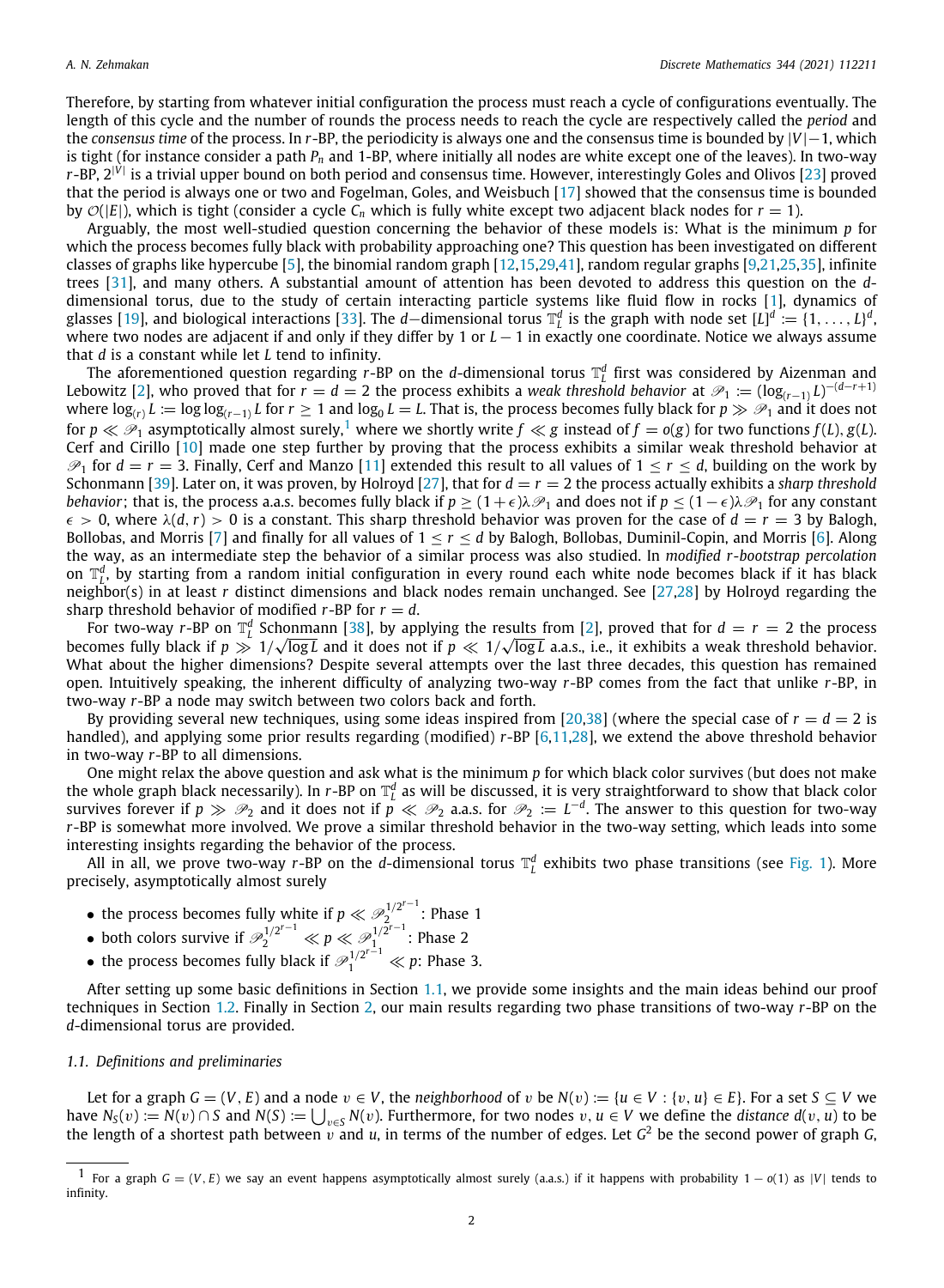Therefore, by starting from whatever initial configuration the process must reach a cycle of configurations eventually. The length of this cycle and the number of rounds the process needs to reach the cycle are respectively called the *period* and the *consensus time* of the process. In $r$-BP, the periodicity is always one and the consensus time is bounded by $|V|-1$, which is tight (for instance consider a path $P_n$ and 1-BP, where initially all nodes are white except one of the leaves). In two-way $r$-BP, $2^{|V|}$ is a trivial upper bound on both period and consensus time. However, interestingly Goles and Olivos [23] proved that the period is always one or two and Fogelman, Goles, and Weisbuch [17] showed that the consensus time is bounded by $\mathcal{O}(|E|)$, which is tight (consider a cycle $C_n$ which is fully white except two adjacent black nodes for $r = 1$).

Arguably, the most well-studied question concerning the behavior of these models is: What is the minimum $p$ for which the process becomes fully black with probability approaching one? This question has been investigated on different classes of graphs like hypercube [5], the binomial random graph [12,15,29,41], random regular graphs [9,21,25,35], infinite trees [31], and many others. A substantial amount of attention has been devoted to address this question on the $d$-dimensional torus, due to the study of certain interacting particle systems like fluid flow in rocks [1], dynamics of glasses [19], and biological interactions [33]. The $d$−dimensional torus $\mathbb{T}_L^d$ is the graph with node set $[L]^d := \{1, \ldots, L\}^d$, where two nodes are adjacent if and only if they differ by 1 or $L-1$ in exactly one coordinate. Notice we always assume that $d$ is a constant while let $L$ tend to infinity.

The aforementioned question regarding $r$-BP on the $d$-dimensional torus $\mathbb{T}_L^d$ first was considered by Aizenman and Lebowitz [2], who proved that for $r = d = 2$ the process exhibits a *weak threshold behavior* at $\mathscr{P}_1 := (\log_{(r-1)} L)^{-(d-r+1)}$ where $\log_{(r)} L := \log \log_{(r-1)} L$ for $r \geq 1$ and $\log_0 L = L$. That is, the process becomes fully black for $p \gg \mathscr{P}_1$ and it does not for $p \ll \mathscr{P}_1$ asymptotically almost surely,[1] where we shortly write $f \ll g$ instead of $f = o(g)$ for two functions $f(L), g(L)$. Cerf and Cirillo [10] made one step further by proving that the process exhibits a similar weak threshold behavior at $\mathscr{P}_1$ for $d = r = 3$. Finally, Cerf and Manzo [11] extended this result to all values of $1 \leq r \leq d$, building on the work by Schonmann [39]. Later on, it was proven, by Holroyd [27], that for $d = r = 2$ the process actually exhibits a *sharp threshold behavior*; that is, the process a.a.s. becomes fully black if $p \geq (1+\epsilon)\lambda\mathscr{P}_1$ and does not if $p \leq (1-\epsilon)\lambda\mathscr{P}_1$ for any constant $\epsilon > 0$, where $\lambda(d, r) > 0$ is a constant. This sharp threshold behavior was proven for the case of $d = r = 3$ by Balogh, Bollobas, and Morris [7] and finally for all values of $1 \leq r \leq d$ by Balogh, Bollobas, Duminil-Copin, and Morris [6]. Along the way, as an intermediate step the behavior of a similar process was also studied. In *modified r-bootstrap percolation* on $\mathbb{T}_L^d$, by starting from a random initial configuration in every round each white node becomes black if it has black neighbor(s) in at least $r$ distinct dimensions and black nodes remain unchanged. See [27,28] by Holroyd regarding the sharp threshold behavior of modified $r$-BP for $r = d$.

For two-way $r$-BP on $\mathbb{T}_L^d$ Schonmann [38], by applying the results from [2], proved that for $d = r = 2$ the process becomes fully black if $p \gg 1/\sqrt{\log L}$ and it does not if $p \ll 1/\sqrt{\log L}$ a.a.s., i.e., it exhibits a weak threshold behavior. What about the higher dimensions? Despite several attempts over the last three decades, this question has remained open. Intuitively speaking, the inherent difficulty of analyzing two-way $r$-BP comes from the fact that unlike $r$-BP, in two-way $r$-BP a node may switch between two colors back and forth.

By providing several new techniques, using some ideas inspired from [20,38] (where the special case of $r = d = 2$ is handled), and applying some prior results regarding (modified) $r$-BP [6,11,28], we extend the above threshold behavior in two-way $r$-BP to all dimensions.

One might relax the above question and ask what is the minimum $p$ for which black color survives (but does not make the whole graph black necessarily). In $r$-BP on $\mathbb{T}_L^d$ as will be discussed, it is very straightforward to show that black color survives forever if $p \gg \mathscr{P}_2$ and it does not if $p \ll \mathscr{P}_2$ a.a.s. for $\mathscr{P}_2 := L^{-d}$. The answer to this question for two-way $r$-BP is somewhat more involved. We prove a similar threshold behavior in the two-way setting, which leads into some interesting insights regarding the behavior of the process.

All in all, we prove two-way $r$-BP on the $d$-dimensional torus $\mathbb{T}_L^d$ exhibits two phase transitions (see Fig. 1). More precisely, asymptotically almost surely

- the process becomes fully white if $p \ll \mathscr{P}_2^{1/2^{r-1}}$: Phase 1
- both colors survive if $\mathscr{P}_2^{1/2^{r-1}} \ll p \ll \mathscr{P}_1^{1/2^{r-1}}$: Phase 2
- the process becomes fully black if $\mathscr{P}_1^{1/2^{r-1}} \ll p$: Phase 3.

After setting up some basic definitions in Section 1.1, we provide some insights and the main ideas behind our proof techniques in Section 1.2. Finally in Section 2, our main results regarding two phase transitions of two-way $r$-BP on the $d$-dimensional torus are provided.

### 1.1. Definitions and preliminaries

Let for a graph $G = (V, E)$ and a node $v \in V$, the *neighborhood* of $v$ be $N(v) := \{u \in V : \{v, u\} \in E\}$. For a set $S \subseteq V$ we have $N_S(v) := N(v) \cap S$ and $N(S) := \bigcup_{v \in S} N(v)$. Furthermore, for two nodes $v, u \in V$ we define the *distance* $d(v, u)$ to be the length of a shortest path between $v$ and $u$, in terms of the number of edges. Let $G^2$ be the second power of graph $G$,

---

[1] For a graph $G = (V, E)$ we say an event happens asymptotically almost surely (a.a.s.) if it happens with probability $1 - o(1)$ as $|V|$ tends to infinity.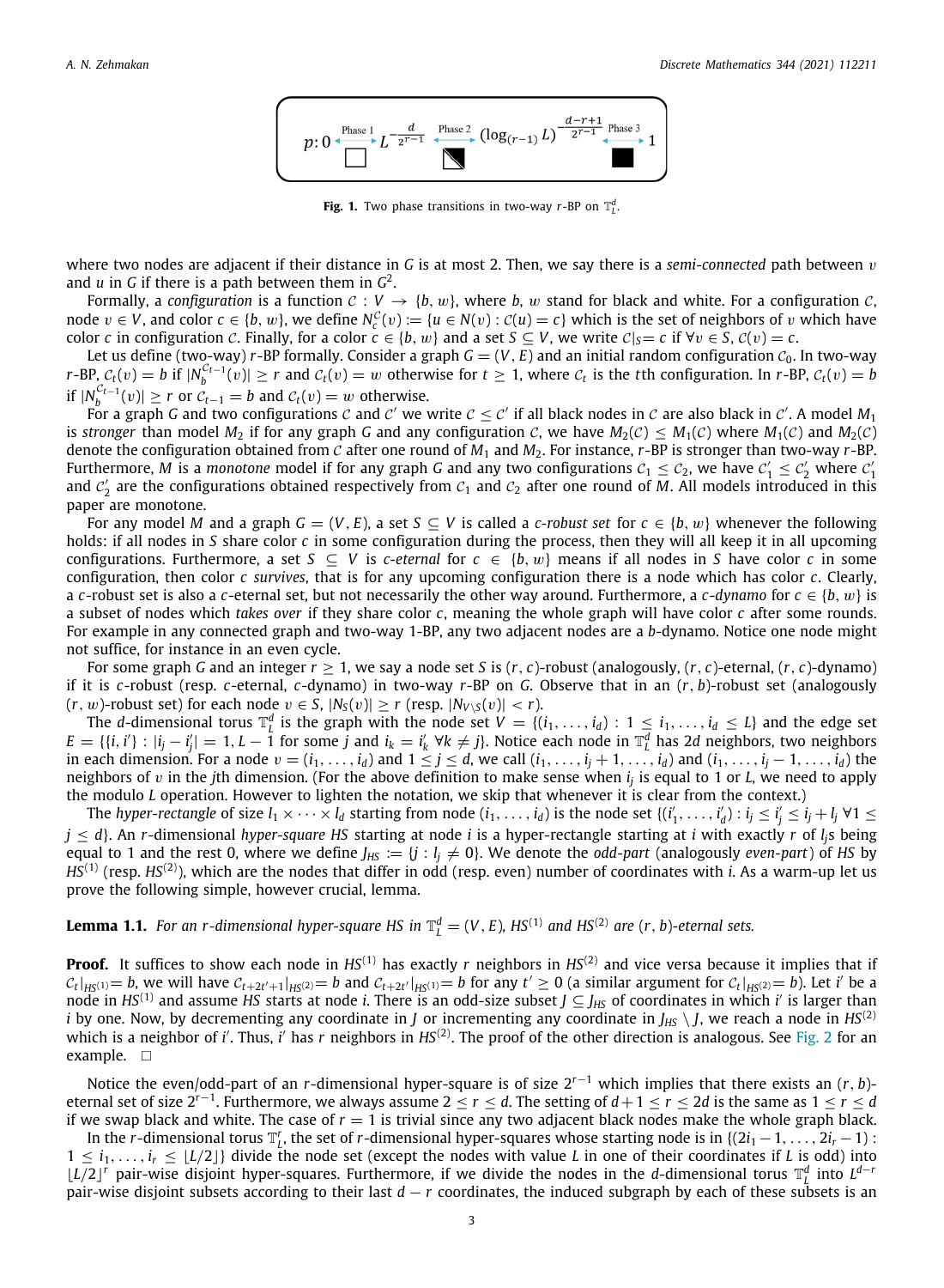$$p: 0 \xleftarrow{\text{Phase 1}} L^{-\frac{d}{2^{r-1}}} \xleftarrow{\text{Phase 2}} (\log_{(r-1)} L)^{-\frac{d-r+1}{2^{r-1}}} \xleftarrow{\text{Phase 3}} 1$$

**Fig. 1.** Two phase transitions in two-way $r$-BP on $\mathbb{T}_L^d$.

where two nodes are adjacent if their distance in $G$ is at most 2. Then, we say there is a *semi-connected* path between $v$ and $u$ in $G$ if there is a path between them in $G^2$.

Formally, a *configuration* is a function $\mathcal{C} : V \to \{b, w\}$, where $b$, $w$ stand for black and white. For a configuration $\mathcal{C}$, node $v \in V$, and color $c \in \{b, w\}$, we define $N_c^{\mathcal{C}}(v) := \{u \in N(v) : \mathcal{C}(u) = c\}$ which is the set of neighbors of $v$ which have color $c$ in configuration $\mathcal{C}$. Finally, for a color $c \in \{b, w\}$ and a set $S \subseteq V$, we write $\mathcal{C}|_S = c$ if $\forall v \in S, \mathcal{C}(v) = c$.

Let us define (two-way) $r$-BP formally. Consider a graph $G = (V, E)$ and an initial random configuration $\mathcal{C}_0$. In two-way $r$-BP, $\mathcal{C}_t(v) = b$ if $|N_b^{\mathcal{C}_{t-1}}(v)| \geq r$ and $\mathcal{C}_t(v) = w$ otherwise for $t \geq 1$, where $\mathcal{C}_t$ is the $t$th configuration. In $r$-BP, $\mathcal{C}_t(v) = b$ if $|N_b^{\mathcal{C}_{t-1}}(v)| \geq r$ or $\mathcal{C}_{t-1} = b$ and $\mathcal{C}_t(v) = w$ otherwise.

For a graph $G$ and two configurations $\mathcal{C}$ and $\mathcal{C}'$ we write $\mathcal{C} \leq \mathcal{C}'$ if all black nodes in $\mathcal{C}$ are also black in $\mathcal{C}'$. A model $M_1$ is *stronger* than model $M_2$ if for any graph $G$ and any configuration $\mathcal{C}$, we have $M_2(\mathcal{C}) \leq M_1(\mathcal{C})$ where $M_1(\mathcal{C})$ and $M_2(\mathcal{C})$ denote the configuration obtained from $\mathcal{C}$ after one round of $M_1$ and $M_2$. For instance, $r$-BP is stronger than two-way $r$-BP. Furthermore, $M$ is a *monotone* model if for any graph $G$ and any two configurations $\mathcal{C}_1 \leq \mathcal{C}_2$, we have $\mathcal{C}'_1 \leq \mathcal{C}'_2$ where $\mathcal{C}'_1$ and $\mathcal{C}'_2$ are the configurations obtained respectively from $\mathcal{C}_1$ and $\mathcal{C}_2$ after one round of $M$. All models introduced in this paper are monotone.

For any model $M$ and a graph $G = (V, E)$, a set $S \subseteq V$ is called a *c-robust set* for $c \in \{b, w\}$ whenever the following holds: if all nodes in $S$ share color $c$ in some configuration during the process, then they will all keep it in all upcoming configurations. Furthermore, a set $S \subseteq V$ is *c-eternal* for $c \in \{b, w\}$ means if all nodes in $S$ have color $c$ in some configuration, then color $c$ *survives*, that is for any upcoming configuration there is a node which has color $c$. Clearly, a $c$-robust set is also a $c$-eternal set, but not necessarily the other way around. Furthermore, a *c-dynamo* for $c \in \{b, w\}$ is a subset of nodes which *takes over* if they share color $c$, meaning the whole graph will have color $c$ after some rounds. For example in any connected graph and two-way 1-BP, any two adjacent nodes are a $b$-dynamo. Notice one node might not suffice, for instance in an even cycle.

For some graph $G$ and an integer $r \geq 1$, we say a node set $S$ is $(r, c)$-robust (analogously, $(r, c)$-eternal, $(r, c)$-dynamo) if it is $c$-robust (resp. $c$-eternal, $c$-dynamo) in two-way $r$-BP on $G$. Observe that in an $(r, b)$-robust set (analogously $(r, w)$-robust set) for each node $v \in S$, $|N_S(v)| \geq r$ (resp. $|N_{V \setminus S}(v)| < r$).

The $d$-dimensional torus $\mathbb{T}_L^d$ is the graph with the node set $V = \{(i_1, \ldots, i_d) : 1 \leq i_1, \ldots, i_d \leq L\}$ and the edge set $E = \{\{i, i'\} : |i_j - i'_j| = 1, L - 1 \text{ for some } j \text{ and } i_k = i'_k \ \forall k \neq j\}$. Notice each node in $\mathbb{T}_L^d$ has $2d$ neighbors, two neighbors in each dimension. For a node $v = (i_1, \ldots, i_d)$ and $1 \leq j \leq d$, we call $(i_1, \ldots, i_j + 1, \ldots, i_d)$ and $(i_1, \ldots, i_j - 1, \ldots, i_d)$ the neighbors of $v$ in the $j$th dimension. (For the above definition to make sense when $i_j$ is equal to 1 or $L$, we need to apply the modulo $L$ operation. However to lighten the notation, we skip that whenever it is clear from the context.)

The *hyper-rectangle* of size $l_1 \times \cdots \times l_d$ starting from node $(i_1, \ldots, i_d)$ is the node set $\{(i'_1, \ldots, i'_d) : i_j \leq i'_j \leq i_j + l_j \ \forall 1 \leq j \leq d\}$. An $r$-dimensional *hyper-square* $HS$ starting at node $i$ is a hyper-rectangle starting at $i$ with exactly $r$ of $l_j$s being equal to 1 and the rest 0, where we define $J_{HS} := \{j : l_j \neq 0\}$. We denote the *odd-part* (analogously *even-part*) of $HS$ by $HS^{(1)}$ (resp. $HS^{(2)}$), which are the nodes that differ in odd (resp. even) number of coordinates with $i$. As a warm-up let us prove the following simple, however crucial, lemma.

**Lemma 1.1.** *For an $r$-dimensional hyper-square $HS$ in $\mathbb{T}_L^d = (V, E)$, $HS^{(1)}$ and $HS^{(2)}$ are $(r, b)$-eternal sets.*

**Proof.** It suffices to show each node in $HS^{(1)}$ has exactly $r$ neighbors in $HS^{(2)}$ and vice versa because it implies that if $\mathcal{C}_t|_{HS^{(1)}} = b$, we will have $\mathcal{C}_{t+2t'+1}|_{HS^{(2)}} = b$ and $\mathcal{C}_{t+2t'}|_{HS^{(1)}} = b$ for any $t' \geq 0$ (a similar argument for $\mathcal{C}_t|_{HS^{(2)}} = b$). Let $i'$ be a node in $HS^{(1)}$ and assume $HS$ starts at node $i$. There is an odd-size subset $J \subseteq J_{HS}$ of coordinates in which $i'$ is larger than $i$ by one. Now, by decrementing any coordinate in $J$ or incrementing any coordinate in $J_{HS} \setminus J$, we reach a node in $HS^{(2)}$ which is a neighbor of $i'$. Thus, $i'$ has $r$ neighbors in $HS^{(2)}$. The proof of the other direction is analogous. See Fig. 2 for an example. $\square$

Notice the even/odd-part of an $r$-dimensional hyper-square is of size $2^{r-1}$ which implies that there exists an $(r, b)$-eternal set of size $2^{r-1}$. Furthermore, we always assume $2 \leq r \leq d$. The setting of $d + 1 \leq r \leq 2d$ is the same as $1 \leq r \leq d$ if we swap black and white. The case of $r = 1$ is trivial since any two adjacent black nodes make the whole graph black.

In the $r$-dimensional torus $\mathbb{T}_L^r$, the set of $r$-dimensional hyper-squares whose starting node is in $\{(2i_1 - 1, \ldots, 2i_r - 1) : 1 \leq i_1, \ldots, i_r \leq \lfloor L/2 \rfloor\}$ divide the node set (except the nodes with value $L$ in one of their coordinates if $L$ is odd) into $\lfloor L/2 \rfloor^r$ pair-wise disjoint hyper-squares. Furthermore, if we divide the nodes in the $d$-dimensional torus $\mathbb{T}_L^d$ into $L^{d-r}$ pair-wise disjoint subsets according to their last $d - r$ coordinates, the induced subgraph by each of these subsets is an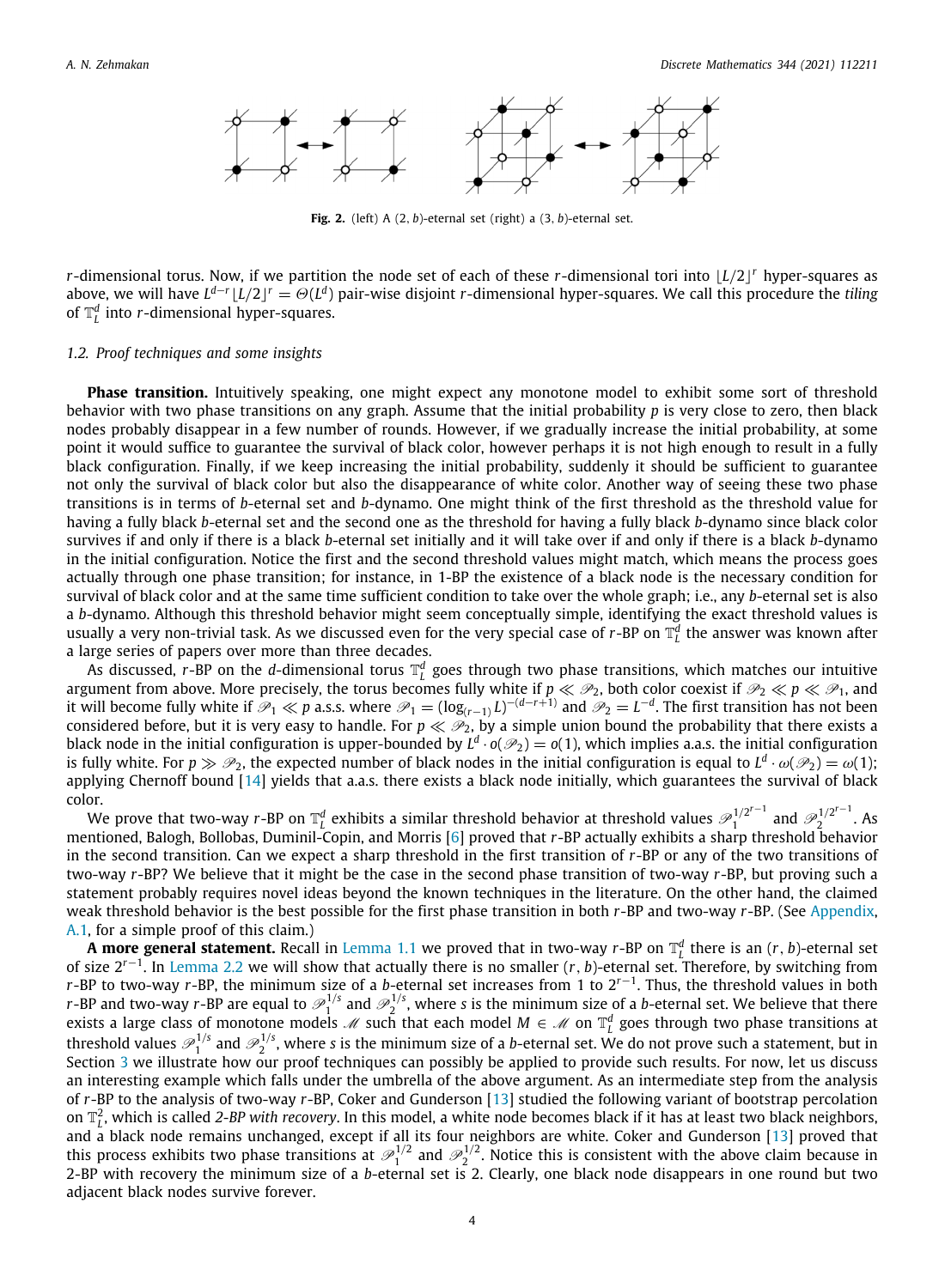**Fig. 2.** (left) A $(2, b)$-eternal set (right) a $(3, b)$-eternal set.

$r$-dimensional torus. Now, if we partition the node set of each of these $r$-dimensional tori into $\lfloor L/2 \rfloor^r$ hyper-squares as above, we will have $L^{d-r}\lfloor L/2\rfloor^r = \Theta(L^d)$ pair-wise disjoint $r$-dimensional hyper-squares. We call this procedure the *tiling* of $\mathbb{T}_L^d$ into $r$-dimensional hyper-squares.

### 1.2. Proof techniques and some insights

**Phase transition.** Intuitively speaking, one might expect any monotone model to exhibit some sort of threshold behavior with two phase transitions on any graph. Assume that the initial probability $p$ is very close to zero, then black nodes probably disappear in a few number of rounds. However, if we gradually increase the initial probability, at some point it would suffice to guarantee the survival of black color, however perhaps it is not high enough to result in a fully black configuration. Finally, if we keep increasing the initial probability, suddenly it should be sufficient to guarantee not only the survival of black color but also the disappearance of white color. Another way of seeing these two phase transitions is in terms of $b$-eternal set and $b$-dynamo. One might think of the first threshold as the threshold value for having a fully black $b$-eternal set and the second one as the threshold for having a fully black $b$-dynamo since black color survives if and only if there is a black $b$-eternal set initially and it will take over if and only if there is a black $b$-dynamo in the initial configuration. Notice the first and the second threshold values might match, which means the process goes actually through one phase transition; for instance, in 1-BP the existence of a black node is the necessary condition for survival of black color and at the same time sufficient condition to take over the whole graph; i.e., any $b$-eternal set is also a $b$-dynamo. Although this threshold behavior might seem conceptually simple, identifying the exact threshold values is usually a very non-trivial task. As we discussed even for the very special case of $r$-BP on $\mathbb{T}_L^d$ the answer was known after a large series of papers over more than three decades.

As discussed, $r$-BP on the $d$-dimensional torus $\mathbb{T}_L^d$ goes through two phase transitions, which matches our intuitive argument from above. More precisely, the torus becomes fully white if $p \ll \mathscr{P}_2$, both color coexist if $\mathscr{P}_2 \ll p \ll \mathscr{P}_1$, and it will become fully white if $\mathscr{P}_1 \ll p$ a.s.s. where $\mathscr{P}_1 = (\log_{(r-1)} L)^{-(d-r+1)}$ and $\mathscr{P}_2 = L^{-d}$. The first transition has not been considered before, but it is very easy to handle. For $p \ll \mathscr{P}_2$, by a simple union bound the probability that there exists a black node in the initial configuration is upper-bounded by $L^d \cdot o(\mathscr{P}_2) = o(1)$, which implies a.a.s. the initial configuration is fully white. For $p \gg \mathscr{P}_2$, the expected number of black nodes in the initial configuration is equal to $L^d \cdot \omega(\mathscr{P}_2) = \omega(1)$; applying Chernoff bound [14] yields that a.a.s. there exists a black node initially, which guarantees the survival of black color.

We prove that two-way $r$-BP on $\mathbb{T}_L^d$ exhibits a similar threshold behavior at threshold values $\mathscr{P}_1^{1/2^{r-1}}$ and $\mathscr{P}_2^{1/2^{r-1}}$. As mentioned, Balogh, Bollobas, Duminil-Copin, and Morris [6] proved that $r$-BP actually exhibits a sharp threshold behavior in the second transition. Can we expect a sharp threshold in the first transition of $r$-BP or any of the two transitions of two-way $r$-BP? We believe that it might be the case in the second phase transition of two-way $r$-BP, but proving such a statement probably requires novel ideas beyond the known techniques in the literature. On the other hand, the claimed weak threshold behavior is the best possible for the first phase transition in both $r$-BP and two-way $r$-BP. (See Appendix, A.1, for a simple proof of this claim.)

**A more general statement.** Recall in Lemma 1.1 we proved that in two-way $r$-BP on $\mathbb{T}_L^d$ there is an $(r, b)$-eternal set of size $2^{r-1}$. In Lemma 2.2 we will show that actually there is no smaller $(r, b)$-eternal set. Therefore, by switching from $r$-BP to two-way $r$-BP, the minimum size of a $b$-eternal set increases from 1 to $2^{r-1}$. Thus, the threshold values in both $r$-BP and two-way $r$-BP are equal to $\mathscr{P}_1^{1/s}$ and $\mathscr{P}_2^{1/s}$, where $s$ is the minimum size of a $b$-eternal set. We believe that there exists a large class of monotone models $\mathscr{M}$ such that each model $M \in \mathscr{M}$ on $\mathbb{T}_L^d$ goes through two phase transitions at threshold values $\mathscr{P}_1^{1/s}$ and $\mathscr{P}_2^{1/s}$, where $s$ is the minimum size of a $b$-eternal set. We do not prove such a statement, but in Section 3 we illustrate how our proof techniques can possibly be applied to provide such results. For now, let us discuss an interesting example which falls under the umbrella of the above argument. As an intermediate step from the analysis of $r$-BP to the analysis of two-way $r$-BP, Coker and Gunderson [13] studied the following variant of bootstrap percolation on $\mathbb{T}_L^2$, which is called *2-BP with recovery*. In this model, a white node becomes black if it has at least two black neighbors, and a black node remains unchanged, except if all its four neighbors are white. Coker and Gunderson [13] proved that this process exhibits two phase transitions at $\mathscr{P}_1^{1/2}$ and $\mathscr{P}_2^{1/2}$. Notice this is consistent with the above claim because in 2-BP with recovery the minimum size of a $b$-eternal set is 2. Clearly, one black node disappears in one round but two adjacent black nodes survive forever.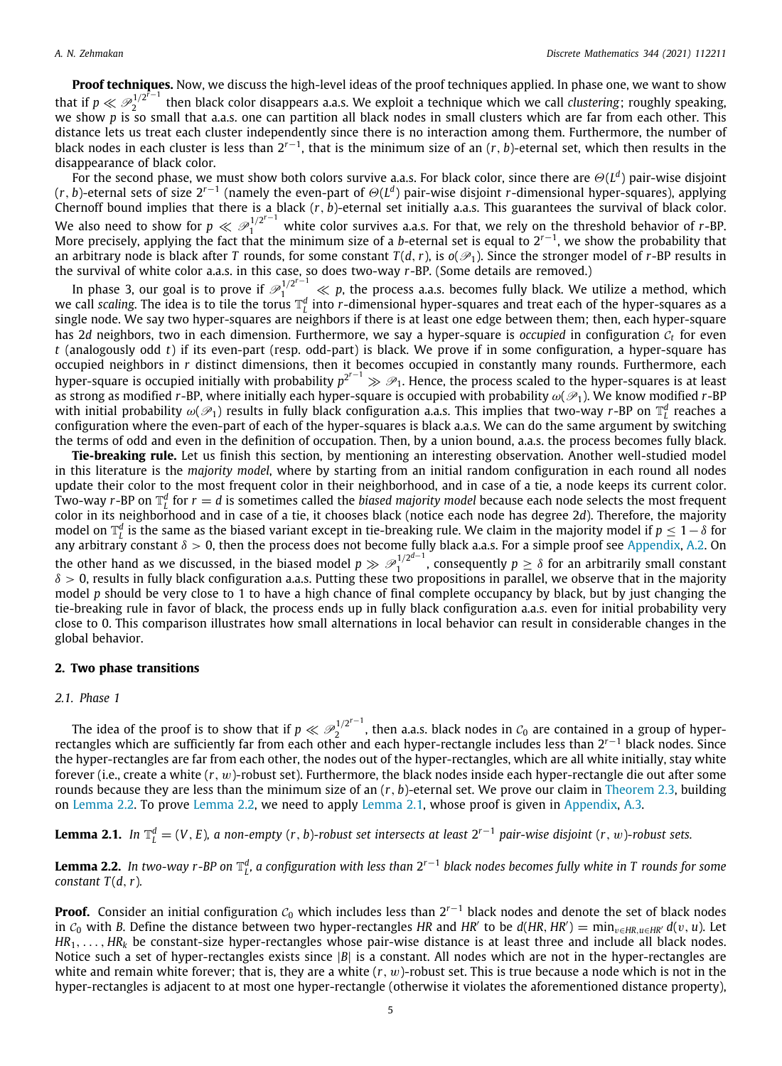**Proof techniques.** Now, we discuss the high-level ideas of the proof techniques applied. In phase one, we want to show that if $p \ll \mathscr{P}_2^{1/2^{r-1}}$ then black color disappears a.a.s. We exploit a technique which we call *clustering*; roughly speaking, we show $p$ is so small that a.a.s. one can partition all black nodes in small clusters which are far from each other. This distance lets us treat each cluster independently since there is no interaction among them. Furthermore, the number of black nodes in each cluster is less than $2^{r-1}$, that is the minimum size of an $(r, b)$-eternal set, which then results in the disappearance of black color.

For the second phase, we must show both colors survive a.a.s. For black color, since there are $\Theta(L^d)$ pair-wise disjoint $(r, b)$-eternal sets of size $2^{r-1}$ (namely the even-part of $\Theta(L^d)$ pair-wise disjoint $r$-dimensional hyper-squares), applying Chernoff bound implies that there is a black $(r, b)$-eternal set initially a.a.s. This guarantees the survival of black color. We also need to show for $p \ll \mathscr{P}_1^{1/2^{r-1}}$ white color survives a.a.s. For that, we rely on the threshold behavior of $r$-BP. More precisely, applying the fact that the minimum size of a $b$-eternal set is equal to $2^{r-1}$, we show the probability that an arbitrary node is black after $T$ rounds, for some constant $T(d, r)$, is $o(\mathscr{P}_1)$. Since the stronger model of $r$-BP results in the survival of white color a.a.s. in this case, so does two-way $r$-BP. (Some details are removed.)

In phase 3, our goal is to prove if $\mathscr{P}_1^{1/2^{r-1}} \ll p$, the process a.a.s. becomes fully black. We utilize a method, which we call *scaling*. The idea is to tile the torus $\mathbb{T}_L^d$ into $r$-dimensional hyper-squares and treat each of the hyper-squares as a single node. We say two hyper-squares are neighbors if there is at least one edge between them; then, each hyper-square has $2d$ neighbors, two in each dimension. Furthermore, we say a hyper-square is *occupied* in configuration $\mathcal{C}_t$ for even $t$ (analogously odd $t$) if its even-part (resp. odd-part) is black. We prove if in some configuration, a hyper-square has occupied neighbors in $r$ distinct dimensions, then it becomes occupied in constantly many rounds. Furthermore, each hyper-square is occupied initially with probability $p^{2^{r-1}} \gg \mathscr{P}_1$. Hence, the process scaled to the hyper-squares is at least as strong as modified $r$-BP, where initially each hyper-square is occupied with probability $\omega(\mathscr{P}_1)$. We know modified $r$-BP with initial probability $\omega(\mathscr{P}_1)$ results in fully black configuration a.a.s. This implies that two-way $r$-BP on $\mathbb{T}_L^d$ reaches a configuration where the even-part of each of the hyper-squares is black a.a.s. We can do the same argument by switching the terms of odd and even in the definition of occupation. Then, by a union bound, a.a.s. the process becomes fully black.

**Tie-breaking rule.** Let us finish this section, by mentioning an interesting observation. Another well-studied model in this literature is the *majority model*, where by starting from an initial random configuration in each round all nodes update their color to the most frequent color in their neighborhood, and in case of a tie, a node keeps its current color. Two-way $r$-BP on $\mathbb{T}_L^d$ for $r = d$ is sometimes called the *biased majority model* because each node selects the most frequent color in its neighborhood and in case of a tie, it chooses black (notice each node has degree $2d$). Therefore, the majority model on $\mathbb{T}_L^d$ is the same as the biased variant except in tie-breaking rule. We claim in the majority model if $p \leq 1-\delta$ for any arbitrary constant $\delta > 0$, then the process does not become fully black a.a.s. For a simple proof see Appendix, A.2. On the other hand as we discussed, in the biased model $p \gg \mathscr{P}_1^{1/2^{d-1}}$, consequently $p \geq \delta$ for an arbitrarily small constant $\delta > 0$, results in fully black configuration a.a.s. Putting these two propositions in parallel, we observe that in the majority model $p$ should be very close to 1 to have a high chance of final complete occupancy by black, but by just changing the tie-breaking rule in favor of black, the process ends up in fully black configuration a.a.s. even for initial probability very close to 0. This comparison illustrates how small alternations in local behavior can result in considerable changes in the global behavior.

## 2. Two phase transitions

### 2.1. Phase 1

The idea of the proof is to show that if $p \ll \mathscr{P}_2^{1/2^{r-1}}$, then a.a.s. black nodes in $\mathcal{C}_0$ are contained in a group of hyper-rectangles which are sufficiently far from each other and each hyper-rectangle includes less than $2^{r-1}$ black nodes. Since the hyper-rectangles are far from each other, the nodes out of the hyper-rectangles, which are all white initially, stay white forever (i.e., create a white $(r, w)$-robust set). Furthermore, the black nodes inside each hyper-rectangle die out after some rounds because they are less than the minimum size of an $(r, b)$-eternal set. We prove our claim in Theorem 2.3, building on Lemma 2.2. To prove Lemma 2.2, we need to apply Lemma 2.1, whose proof is given in Appendix, A.3.

**Lemma 2.1.** *In $\mathbb{T}_L^d = (V, E)$, a non-empty $(r, b)$-robust set intersects at least $2^{r-1}$ pair-wise disjoint $(r, w)$-robust sets.*

**Lemma 2.2.** *In two-way $r$-BP on $\mathbb{T}_L^d$, a configuration with less than $2^{r-1}$ black nodes becomes fully white in $T$ rounds for some constant $T(d, r)$.*

**Proof.** Consider an initial configuration $\mathcal{C}_0$ which includes less than $2^{r-1}$ black nodes and denote the set of black nodes in $\mathcal{C}_0$ with $B$. Define the distance between two hyper-rectangles $HR$ and $HR'$ to be $d(HR, HR') = \min_{v \in HR, u \in HR'} d(v, u)$. Let $HR_1, \ldots, HR_k$ be constant-size hyper-rectangles whose pair-wise distance is at least three and include all black nodes. Notice such a set of hyper-rectangles exists since $|B|$ is a constant. All nodes which are not in the hyper-rectangles are white and remain white forever; that is, they are a white $(r, w)$-robust set. This is true because a node which is not in the hyper-rectangles is adjacent to at most one hyper-rectangle (otherwise it violates the aforementioned distance property),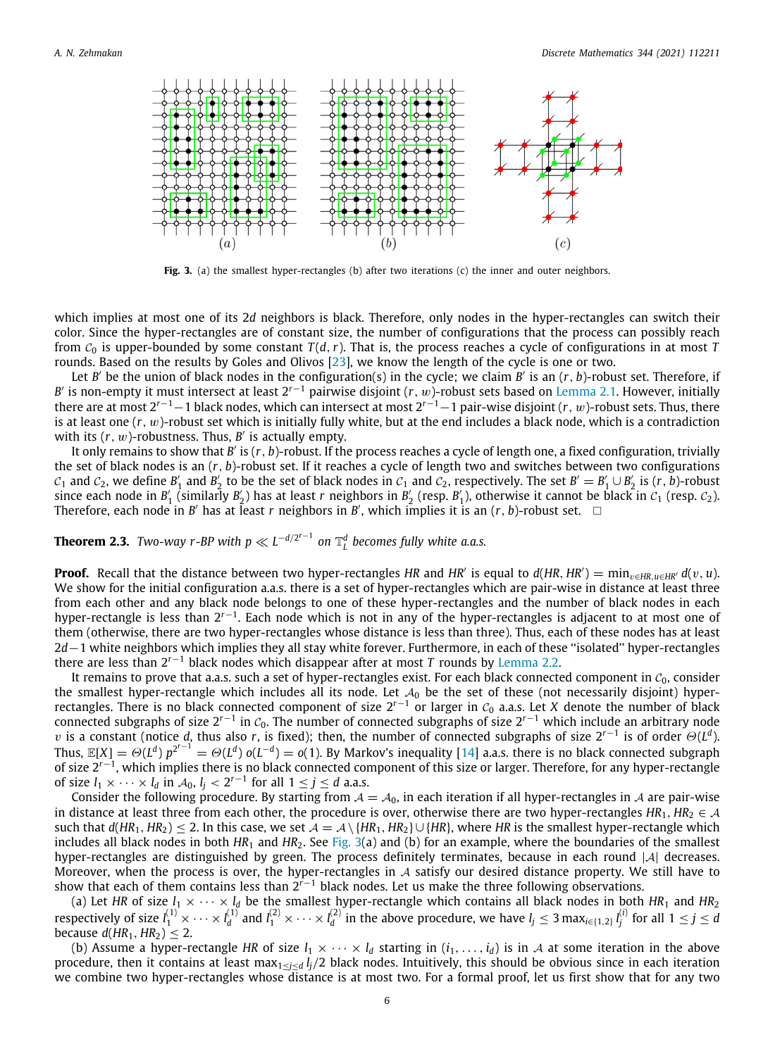Fig. 3. (a) the smallest hyper-rectangles (b) after two iterations (c) the inner and outer neighbors.

which implies at most one of its $2d$ neighbors is black. Therefore, only nodes in the hyper-rectangles can switch their color. Since the hyper-rectangles are of constant size, the number of configurations that the process can possibly reach from $\mathcal{C}_0$ is upper-bounded by some constant $T(d, r)$. That is, the process reaches a cycle of configurations in at most $T$ rounds. Based on the results by Goles and Olivos [23], we know the length of the cycle is one or two.

Let $B'$ be the union of black nodes in the configuration(s) in the cycle; we claim $B'$ is an $(r, b)$-robust set. Therefore, if $B'$ is non-empty it must intersect at least $2^{r-1}$ pairwise disjoint $(r, w)$-robust sets based on Lemma 2.1. However, initially there are at most $2^{r-1}-1$ black nodes, which can intersect at most $2^{r-1}-1$ pair-wise disjoint $(r, w)$-robust sets. Thus, there is at least one $(r, w)$-robust set which is initially fully white, but at the end includes a black node, which is a contradiction with its $(r, w)$-robustness. Thus, $B'$ is actually empty.

It only remains to show that $B'$ is $(r, b)$-robust. If the process reaches a cycle of length one, a fixed configuration, trivially the set of black nodes is an $(r, b)$-robust set. If it reaches a cycle of length two and switches between two configurations $\mathcal{C}_1$ and $\mathcal{C}_2$, we define $B'_1$ and $B'_2$ to be the set of black nodes in $\mathcal{C}_1$ and $\mathcal{C}_2$, respectively. The set $B' = B'_1 \cup B'_2$ is $(r, b)$-robust since each node in $B'_1$ (similarly $B'_2$) has at least $r$ neighbors in $B'_2$ (resp. $B'_1$), otherwise it cannot be black in $\mathcal{C}_1$ (resp. $\mathcal{C}_2$). Therefore, each node in $B'$ has at least $r$ neighbors in $B'$, which implies it is an $(r, b)$-robust set. □

**Theorem 2.3.** *Two-way r-BP with $p \ll L^{-d/2^{r-1}}$ on $\mathbb{T}_L^d$ becomes fully white a.a.s.*

**Proof.** Recall that the distance between two hyper-rectangles $HR$ and $HR'$ is equal to $d(HR, HR') = \min_{v \in HR, u \in HR'} d(v, u)$. We show for the initial configuration a.a.s. there is a set of hyper-rectangles which are pair-wise in distance at least three from each other and any black node belongs to one of these hyper-rectangles and the number of black nodes in each hyper-rectangle is less than $2^{r-1}$. Each node which is not in any of the hyper-rectangles is adjacent to at most one of them (otherwise, there are two hyper-rectangles whose distance is less than three). Thus, each of these nodes has at least $2d-1$ white neighbors which implies they all stay white forever. Furthermore, in each of these "isolated" hyper-rectangles there are less than $2^{r-1}$ black nodes which disappear after at most $T$ rounds by Lemma 2.2.

It remains to prove that a.a.s. such a set of hyper-rectangles exist. For each black connected component in $\mathcal{C}_0$, consider the smallest hyper-rectangle which includes all its node. Let $\mathcal{A}_0$ be the set of these (not necessarily disjoint) hyper-rectangles. There is no black connected component of size $2^{r-1}$ or larger in $\mathcal{C}_0$ a.a.s. Let $X$ denote the number of black connected subgraphs of size $2^{r-1}$ in $\mathcal{C}_0$. The number of connected subgraphs of size $2^{r-1}$ which include an arbitrary node $v$ is a constant (notice $d$, thus also $r$, is fixed); then, the number of connected subgraphs of size $2^{r-1}$ is of order $\Theta(L^d)$. Thus, $\mathbb{E}[X] = \Theta(L^d)\, p^{2^{r-1}} = \Theta(L^d)\, o(L^{-d}) = o(1)$. By Markov's inequality [14] a.a.s. there is no black connected subgraph of size $2^{r-1}$, which implies there is no black connected component of this size or larger. Therefore, for any hyper-rectangle of size $l_1 \times \cdots \times l_d$ in $\mathcal{A}_0$, $l_j < 2^{r-1}$ for all $1 \le j \le d$ a.a.s.

Consider the following procedure. By starting from $\mathcal{A} = \mathcal{A}_0$, in each iteration if all hyper-rectangles in $\mathcal{A}$ are pair-wise in distance at least three from each other, the procedure is over, otherwise there are two hyper-rectangles $HR_1, HR_2 \in \mathcal{A}$ such that $d(HR_1, HR_2) \le 2$. In this case, we set $\mathcal{A} = \mathcal{A} \setminus \{HR_1, HR_2\} \cup \{HR\}$, where $HR$ is the smallest hyper-rectangle which includes all black nodes in both $HR_1$ and $HR_2$. See Fig. 3(a) and (b) for an example, where the boundaries of the smallest hyper-rectangles are distinguished by green. The process definitely terminates, because in each round $|\mathcal{A}|$ decreases. Moreover, when the process is over, the hyper-rectangles in $\mathcal{A}$ satisfy our desired distance property. We still have to show that each of them contains less than $2^{r-1}$ black nodes. Let us make the three following observations.

(a) Let $HR$ of size $l_1 \times \cdots \times l_d$ be the smallest hyper-rectangle which contains all black nodes in both $HR_1$ and $HR_2$ respectively of size $l_1^{(1)} \times \cdots \times l_d^{(1)}$ and $l_1^{(2)} \times \cdots \times l_d^{(2)}$ in the above procedure, we have $l_j \le 3 \max_{i \in \{1,2\}} l_j^{(i)}$ for all $1 \le j \le d$ because $d(HR_1, HR_2) \le 2$.

(b) Assume a hyper-rectangle $HR$ of size $l_1 \times \cdots \times l_d$ starting in $(i_1, \ldots, i_d)$ is in $\mathcal{A}$ at some iteration in the above procedure, then it contains at least $\max_{1 \le j \le d} l_j/2$ black nodes. Intuitively, this should be obvious since in each iteration we combine two hyper-rectangles whose distance is at most two. For a formal proof, let us first show that for any two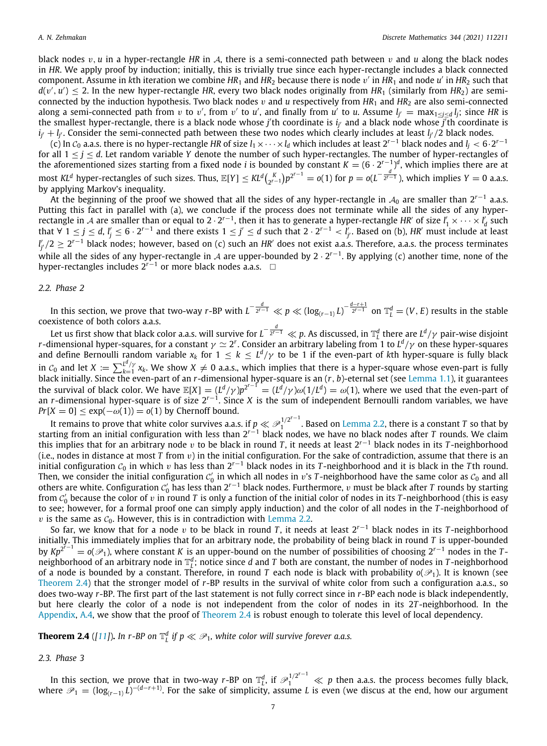black nodes $v, u$ in a hyper-rectangle $HR$ in $\mathcal{A}$, there is a semi-connected path between $v$ and $u$ along the black nodes in $HR$. We apply proof by induction; initially, this is trivially true since each hyper-rectangle includes a black connected component. Assume in $k$th iteration we combine $HR_1$ and $HR_2$ because there is node $v'$ in $HR_1$ and node $u'$ in $HR_2$ such that $d(v', u') \leq 2$. In the new hyper-rectangle $HR$, every two black nodes originally from $HR_1$ (similarly from $HR_2$) are semi-connected by the induction hypothesis. Two black nodes $v$ and $u$ respectively from $HR_1$ and $HR_2$ are also semi-connected along a semi-connected path from $v$ to $v'$, from $v'$ to $u'$, and finally from $u'$ to $u$. Assume $l_{j'} = \max_{1 \leq j \leq d} l_j$; since $HR$ is the smallest hyper-rectangle, there is a black node whose $j'$th coordinate is $i_{j'}$ and a black node whose $j'$th coordinate is $i_{j'} + l_{j'}$. Consider the semi-connected path between these two nodes which clearly includes at least $l_{j'}/2$ black nodes.

(c) In $\mathcal{C}_0$ a.a.s. there is no hyper-rectangle $HR$ of size $l_1 \times \cdots \times l_d$ which includes at least $2^{r-1}$ black nodes and $l_j < 6 \cdot 2^{r-1}$ for all $1 \leq j \leq d$. Let random variable $Y$ denote the number of such hyper-rectangles. The number of hyper-rectangles of the aforementioned sizes starting from a fixed node $i$ is bounded by constant $K = (6 \cdot 2^{r-1})^d$, which implies there are at most $KL^d$ hyper-rectangles of such sizes. Thus, $\mathbb{E}[Y] \leq KL^d \binom{K}{2^{r-1}} p^{2^{r-1}} = o(1)$ for $p = o(L^{-\frac{d}{2^{r-1}}})$, which implies $Y = 0$ a.a.s. by applying Markov's inequality.

At the beginning of the proof we showed that all the sides of any hyper-rectangle in $\mathcal{A}_0$ are smaller than $2^{r-1}$ a.a.s. Putting this fact in parallel with (a), we conclude if the process does not terminate while all the sides of any hyper-rectangle in $\mathcal{A}$ are smaller than or equal to $2 \cdot 2^{r-1}$, then it has to generate a hyper-rectangle $HR'$ of size $l'_1 \times \cdots \times l'_d$ such that $\forall\, 1 \leq j \leq d$, $l'_j \leq 6 \cdot 2^{r-1}$ and there exists $1 \leq j' \leq d$ such that $2 \cdot 2^{r-1} < l'_{j'}$. Based on (b), $HR'$ must include at least $l'_{j'}/2 \geq 2^{r-1}$ black nodes; however, based on (c) such an $HR'$ does not exist a.a.s. Therefore, a.a.s. the process terminates while all the sides of any hyper-rectangle in $\mathcal{A}$ are upper-bounded by $2 \cdot 2^{r-1}$. By applying (c) another time, none of the hyper-rectangles includes $2^{r-1}$ or more black nodes a.a.s. $\square$

### 2.2. Phase 2

In this section, we prove that two-way $r$-BP with $L^{-\frac{d}{2^{r-1}}} \ll p \ll (\log_{(r-1)} L)^{-\frac{d-r+1}{2^{r-1}}}$ on $\mathbb{T}_L^d = (V, E)$ results in the stable coexistence of both colors a.a.s.

Let us first show that black color a.a.s. will survive for $L^{-\frac{d}{2^{r-1}}} \ll p$. As discussed, in $\mathbb{T}_L^d$ there are $L^d/\gamma$ pair-wise disjoint $r$-dimensional hyper-squares, for a constant $\gamma \simeq 2^r$. Consider an arbitrary labeling from 1 to $L^d/\gamma$ on these hyper-squares and define Bernoulli random variable $x_k$ for $1 \leq k \leq L^d/\gamma$ to be 1 if the even-part of $k$th hyper-square is fully black in $\mathcal{C}_0$ and let $X := \sum_{k=1}^{L^d/\gamma} x_k$. We show $X \neq 0$ a.a.s., which implies that there is a hyper-square whose even-part is fully black initially. Since the even-part of an $r$-dimensional hyper-square is an $(r, b)$-eternal set (see Lemma 1.1), it guarantees the survival of black color. We have $\mathbb{E}[X] = (L^d/\gamma)p^{2^{r-1}} = (L^d/\gamma)\omega(1/L^d) = \omega(1)$, where we used that the even-part of an $r$-dimensional hyper-square is of size $2^{r-1}$. Since $X$ is the sum of independent Bernoulli random variables, we have $Pr[X = 0] \leq \exp(-\omega(1)) = o(1)$ by Chernoff bound.

It remains to prove that white color survives a.a.s. if $p \ll \mathscr{P}_1^{1/2^{r-1}}$. Based on Lemma 2.2, there is a constant $T$ so that by starting from an initial configuration with less than $2^{r-1}$ black nodes, we have no black nodes after $T$ rounds. We claim this implies that for an arbitrary node $v$ to be black in round $T$, it needs at least $2^{r-1}$ black nodes in its $T$-neighborhood (i.e., nodes in distance at most $T$ from $v$) in the initial configuration. For the sake of contradiction, assume that there is an initial configuration $\mathcal{C}_0$ in which $v$ has less than $2^{r-1}$ black nodes in its $T$-neighborhood and it is black in the $T$th round. Then, we consider the initial configuration $\mathcal{C}'_0$ in which all nodes in $v$'s $T$-neighborhood have the same color as $\mathcal{C}_0$ and all others are white. Configuration $\mathcal{C}'_0$ has less than $2^{r-1}$ black nodes. Furthermore, $v$ must be black after $T$ rounds by starting from $\mathcal{C}'_0$ because the color of $v$ in round $T$ is only a function of the initial color of nodes in its $T$-neighborhood (this is easy to see; however, for a formal proof one can simply apply induction) and the color of all nodes in the $T$-neighborhood of $v$ is the same as $\mathcal{C}_0$. However, this is in contradiction with Lemma 2.2.

So far, we know that for a node $v$ to be black in round $T$, it needs at least $2^{r-1}$ black nodes in its $T$-neighborhood initially. This immediately implies that for an arbitrary node, the probability of being black in round $T$ is upper-bounded by $Kp^{2^{r-1}} = o(\mathscr{P}_1)$, where constant $K$ is an upper-bound on the number of possibilities of choosing $2^{r-1}$ nodes in the $T$-neighborhood of an arbitrary node in $\mathbb{T}_L^d$; notice since $d$ and $T$ both are constant, the number of nodes in $T$-neighborhood of a node is bounded by a constant. Therefore, in round $T$ each node is black with probability $o(\mathscr{P}_1)$. It is known (see Theorem 2.4) that the stronger model of $r$-BP results in the survival of white color from such a configuration a.a.s., so does two-way $r$-BP. The first part of the last statement is not fully correct since in $r$-BP each node is black independently, but here clearly the color of a node is not independent from the color of nodes in its $2T$-neighborhood. In the Appendix, A.4, we show that the proof of Theorem 2.4 is robust enough to tolerate this level of local dependency.

**Theorem 2.4** ([11]). *In $r$-BP on $\mathbb{T}_L^d$ if $p \ll \mathscr{P}_1$, white color will survive forever a.a.s.*

### 2.3. Phase 3

In this section, we prove that in two-way $r$-BP on $\mathbb{T}_L^d$, if $\mathscr{P}_1^{1/2^{r-1}} \ll p$ then a.a.s. the process becomes fully black, where $\mathscr{P}_1 = (\log_{(r-1)} L)^{-(d-r+1)}$. For the sake of simplicity, assume $L$ is even (we discus at the end, how our argument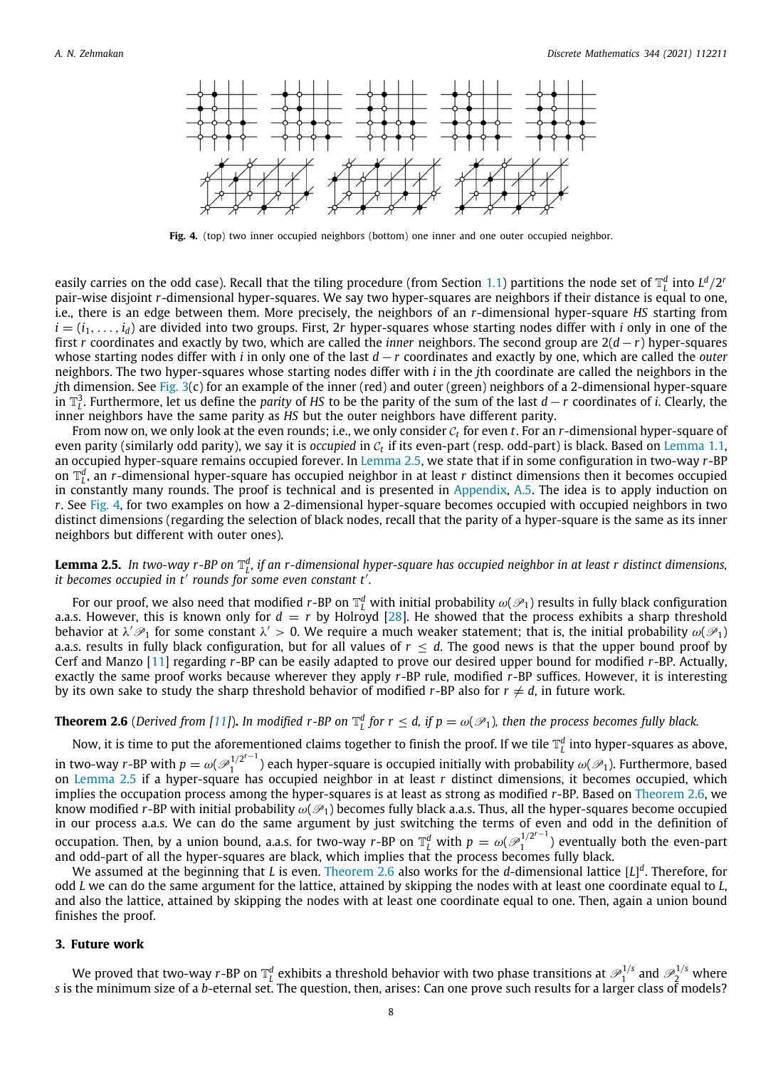**Fig. 4.** (top) two inner occupied neighbors (bottom) one inner and one outer occupied neighbor.

easily carries on the odd case). Recall that the tiling procedure (from Section 1.1) partitions the node set of $\mathbb{T}_L^d$ into $L^d/2^r$ pair-wise disjoint $r$-dimensional hyper-squares. We say two hyper-squares are neighbors if their distance is equal to one, i.e., there is an edge between them. More precisely, the neighbors of an $r$-dimensional hyper-square $HS$ starting from $i = (i_1, \ldots, i_d)$ are divided into two groups. First, $2r$ hyper-squares whose starting nodes differ with $i$ only in one of the first $r$ coordinates and exactly by two, which are called the *inner* neighbors. The second group are $2(d-r)$ hyper-squares whose starting nodes differ with $i$ in only one of the last $d-r$ coordinates and exactly by one, which are called the *outer* neighbors. The two hyper-squares whose starting nodes differ with $i$ in the $j$th coordinate are called the neighbors in the $j$th dimension. See Fig. 3(c) for an example of the inner (red) and outer (green) neighbors of a 2-dimensional hyper-square in $\mathbb{T}_L^3$. Furthermore, let us define the *parity* of $HS$ to be the parity of the sum of the last $d-r$ coordinates of $i$. Clearly, the inner neighbors have the same parity as $HS$ but the outer neighbors have different parity.

From now on, we only look at the even rounds; i.e., we only consider $\mathcal{C}_t$ for even $t$. For an $r$-dimensional hyper-square of even parity (similarly odd parity), we say it is *occupied* in $\mathcal{C}_t$ if its even-part (resp. odd-part) is black. Based on Lemma 1.1, an occupied hyper-square remains occupied forever. In Lemma 2.5, we state that if in some configuration in two-way $r$-BP on $\mathbb{T}_L^d$, an $r$-dimensional hyper-square has occupied neighbor in at least $r$ distinct dimensions then it becomes occupied in constantly many rounds. The proof is technical and is presented in Appendix, A.5. The idea is to apply induction on $r$. See Fig. 4, for two examples on how a 2-dimensional hyper-square becomes occupied with occupied neighbors in two distinct dimensions (regarding the selection of black nodes, recall that the parity of a hyper-square is the same as its inner neighbors but different with outer ones).

**Lemma 2.5.** *In two-way $r$-BP on $\mathbb{T}_L^d$, if an $r$-dimensional hyper-square has occupied neighbor in at least $r$ distinct dimensions, it becomes occupied in $t'$ rounds for some even constant $t'$.*

For our proof, we also need that modified $r$-BP on $\mathbb{T}_L^d$ with initial probability $\omega(\mathscr{P}_1)$ results in fully black configuration a.a.s. However, this is known only for $d = r$ by Holroyd [28]. He showed that the process exhibits a sharp threshold behavior at $\lambda' \mathscr{P}_1$ for some constant $\lambda' > 0$. We require a much weaker statement; that is, the initial probability $\omega(\mathscr{P}_1)$ a.a.s. results in fully black configuration, but for all values of $r \le d$. The good news is that the upper bound proof by Cerf and Manzo [11] regarding $r$-BP can be easily adapted to prove our desired upper bound for modified $r$-BP. Actually, exactly the same proof works because wherever they apply $r$-BP rule, modified $r$-BP suffices. However, it is interesting by its own sake to study the sharp threshold behavior of modified $r$-BP also for $r \neq d$, in future work.

**Theorem 2.6** (*Derived from [11]*)**.** *In modified $r$-BP on $\mathbb{T}_L^d$ for $r \le d$, if $p = \omega(\mathscr{P}_1)$, then the process becomes fully black.*

Now, it is time to put the aforementioned claims together to finish the proof. If we tile $\mathbb{T}_L^d$ into hyper-squares as above, in two-way $r$-BP with $p = \omega(\mathscr{P}_1^{1/2^{r-1}})$ each hyper-square is occupied initially with probability $\omega(\mathscr{P}_1)$. Furthermore, based on Lemma 2.5 if a hyper-square has occupied neighbor in at least $r$ distinct dimensions, it becomes occupied, which implies the occupation process among the hyper-squares is at least as strong as modified $r$-BP. Based on Theorem 2.6, we know modified $r$-BP with initial probability $\omega(\mathscr{P}_1)$ becomes fully black a.a.s. Thus, all the hyper-squares become occupied in our process a.a.s. We can do the same argument by just switching the terms of even and odd in the definition of occupation. Then, by a union bound, a.a.s. for two-way $r$-BP on $\mathbb{T}_L^d$ with $p = \omega(\mathscr{P}_1^{1/2^{r-1}})$ eventually both the even-part and odd-part of all the hyper-squares are black, which implies that the process becomes fully black.

We assumed at the beginning that $L$ is even. Theorem 2.6 also works for the $d$-dimensional lattice $[L]^d$. Therefore, for odd $L$ we can do the same argument for the lattice, attained by skipping the nodes with at least one coordinate equal to $L$, and also the lattice, attained by skipping the nodes with at least one coordinate equal to one. Then, again a union bound finishes the proof.

## 3. Future work

We proved that two-way $r$-BP on $\mathbb{T}_L^d$ exhibits a threshold behavior with two phase transitions at $\mathscr{P}_1^{1/s}$ and $\mathscr{P}_2^{1/s}$ where $s$ is the minimum size of a $b$-eternal set. The question, then, arises: Can one prove such results for a larger class of models?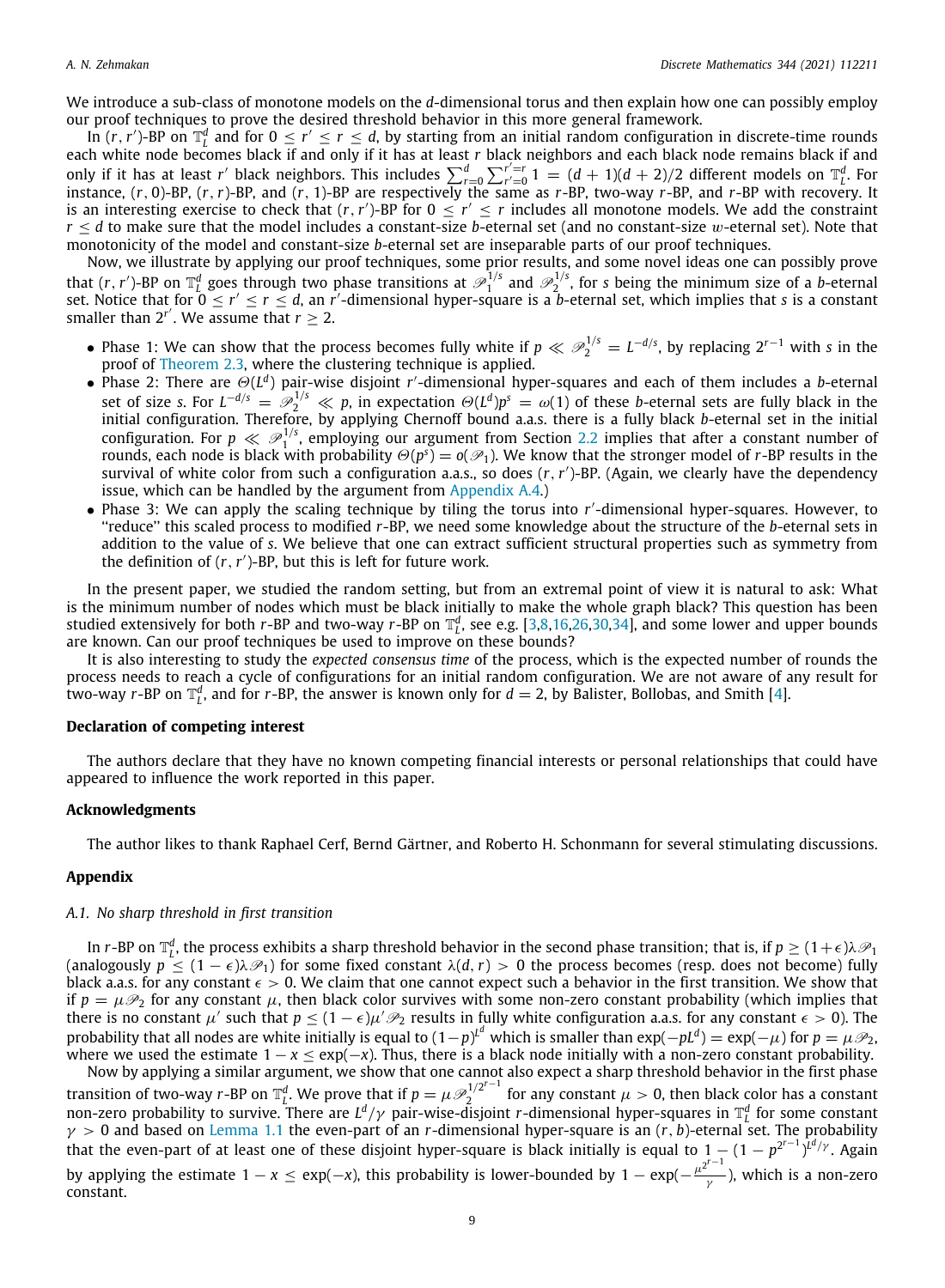We introduce a sub-class of monotone models on the $d$-dimensional torus and then explain how one can possibly employ our proof techniques to prove the desired threshold behavior in this more general framework.

In $(r, r')$-BP on $\mathbb{T}_L^d$ and for $0 \leq r' \leq r \leq d$, by starting from an initial random configuration in discrete-time rounds each white node becomes black if and only if it has at least $r$ black neighbors and each black node remains black if and only if it has at least $r'$ black neighbors. This includes $\sum_{r=0}^{d}\sum_{r'=0}^{r'=r} 1 = (d+1)(d+2)/2$ different models on $\mathbb{T}_L^d$. For instance, $(r, 0)$-BP, $(r, r)$-BP, and $(r, 1)$-BP are respectively the same as $r$-BP, two-way $r$-BP, and $r$-BP with recovery. It is an interesting exercise to check that $(r, r')$-BP for $0 \leq r' \leq r$ includes all monotone models. We add the constraint $r \leq d$ to make sure that the model includes a constant-size $b$-eternal set (and no constant-size $w$-eternal set). Note that monotonicity of the model and constant-size $b$-eternal set are inseparable parts of our proof techniques.

Now, we illustrate by applying our proof techniques, some prior results, and some novel ideas one can possibly prove that $(r, r')$-BP on $\mathbb{T}_L^d$ goes through two phase transitions at $\mathscr{P}_1^{1/s}$ and $\mathscr{P}_2^{1/s}$, for $s$ being the minimum size of a $b$-eternal set. Notice that for $0 \leq r' \leq r \leq d$, an $r'$-dimensional hyper-square is a $b$-eternal set, which implies that $s$ is a constant smaller than $2^{r'}$. We assume that $r \geq 2$.

- Phase 1: We can show that the process becomes fully white if $p \ll \mathscr{P}_2^{1/s} = L^{-d/s}$, by replacing $2^{r-1}$ with $s$ in the proof of Theorem 2.3, where the clustering technique is applied.
- Phase 2: There are $\Theta(L^d)$ pair-wise disjoint $r'$-dimensional hyper-squares and each of them includes a $b$-eternal set of size $s$. For $L^{-d/s} = \mathscr{P}_2^{1/s} \ll p$, in expectation $\Theta(L^d)p^s = \omega(1)$ of these $b$-eternal sets are fully black in the initial configuration. Therefore, by applying Chernoff bound a.a.s. there is a fully black $b$-eternal set in the initial configuration. For $p \ll \mathscr{P}_1^{1/s}$, employing our argument from Section 2.2 implies that after a constant number of rounds, each node is black with probability $\Theta(p^s) = o(\mathscr{P}_1)$. We know that the stronger model of $r$-BP results in the survival of white color from such a configuration a.a.s., so does $(r, r')$-BP. (Again, we clearly have the dependency issue, which can be handled by the argument from Appendix A.4.)
- Phase 3: We can apply the scaling technique by tiling the torus into $r'$-dimensional hyper-squares. However, to "reduce" this scaled process to modified $r$-BP, we need some knowledge about the structure of the $b$-eternal sets in addition to the value of $s$. We believe that one can extract sufficient structural properties such as symmetry from the definition of $(r, r')$-BP, but this is left for future work.

In the present paper, we studied the random setting, but from an extremal point of view it is natural to ask: What is the minimum number of nodes which must be black initially to make the whole graph black? This question has been studied extensively for both $r$-BP and two-way $r$-BP on $\mathbb{T}_L^d$, see e.g. [3,8,16,26,30,34], and some lower and upper bounds are known. Can our proof techniques be used to improve on these bounds?

It is also interesting to study the *expected consensus time* of the process, which is the expected number of rounds the process needs to reach a cycle of configurations for an initial random configuration. We are not aware of any result for two-way $r$-BP on $\mathbb{T}_L^d$, and for $r$-BP, the answer is known only for $d = 2$, by Balister, Bollobas, and Smith [4].

## Declaration of competing interest

The authors declare that they have no known competing financial interests or personal relationships that could have appeared to influence the work reported in this paper.

## Acknowledgments

The author likes to thank Raphael Cerf, Bernd Gärtner, and Roberto H. Schonmann for several stimulating discussions.

## Appendix

### A.1. No sharp threshold in first transition

In $r$-BP on $\mathbb{T}_L^d$, the process exhibits a sharp threshold behavior in the second phase transition; that is, if $p \geq (1+\epsilon)\lambda\mathscr{P}_1$ (analogously $p \leq (1-\epsilon)\lambda\mathscr{P}_1$) for some fixed constant $\lambda(d, r) > 0$ the process becomes (resp. does not become) fully black a.a.s. for any constant $\epsilon > 0$. We claim that one cannot expect such a behavior in the first transition. We show that if $p = \mu\mathscr{P}_2$ for any constant $\mu$, then black color survives with some non-zero constant probability (which implies that there is no constant $\mu'$ such that $p \leq (1-\epsilon)\mu'\mathscr{P}_2$ results in fully white configuration a.a.s. for any constant $\epsilon > 0$). The probability that all nodes are white initially is equal to $(1-p)^{L^d}$ which is smaller than $\exp(-pL^d) = \exp(-\mu)$ for $p = \mu\mathscr{P}_2$, where we used the estimate $1 - x \leq \exp(-x)$. Thus, there is a black node initially with a non-zero constant probability.

Now by applying a similar argument, we show that one cannot also expect a sharp threshold behavior in the first phase transition of two-way $r$-BP on $\mathbb{T}_L^d$. We prove that if $p = \mu\mathscr{P}_2^{1/2^{r-1}}$ for any constant $\mu > 0$, then black color has a constant non-zero probability to survive. There are $L^d/\gamma$ pair-wise-disjoint $r$-dimensional hyper-squares in $\mathbb{T}_L^d$ for some constant $\gamma > 0$ and based on Lemma 1.1 the even-part of an $r$-dimensional hyper-square is an $(r, b)$-eternal set. The probability that the even-part of at least one of these disjoint hyper-square is black initially is equal to $1 - (1 - p^{2^{r-1}})^{L^d/\gamma}$. Again by applying the estimate $1 - x \leq \exp(-x)$, this probability is lower-bounded by $1 - \exp(-\frac{\mu^{2^{r-1}}}{\gamma})$, which is a non-zero constant.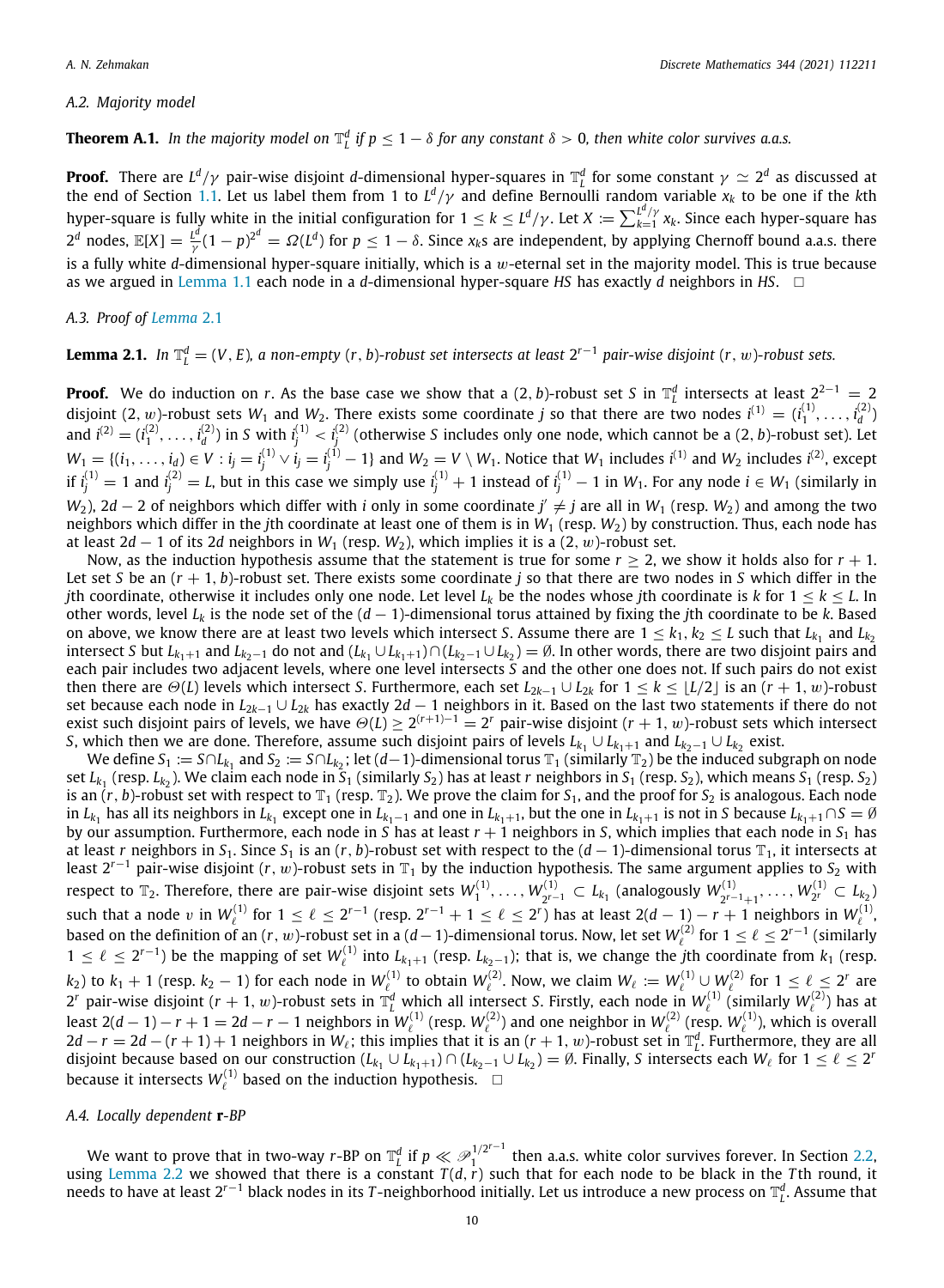### A.2. Majority model

**Theorem A.1.** *In the majority model on $\mathbb{T}_L^d$ if $p \leq 1-\delta$ for any constant $\delta > 0$, then white color survives a.a.s.*

**Proof.** There are $L^d/\gamma$ pair-wise disjoint $d$-dimensional hyper-squares in $\mathbb{T}_L^d$ for some constant $\gamma \simeq 2^d$ as discussed at the end of Section 1.1. Let us label them from 1 to $L^d/\gamma$ and define Bernoulli random variable $x_k$ to be one if the $k$th hyper-square is fully white in the initial configuration for $1 \leq k \leq L^d/\gamma$. Let $X := \sum_{k=1}^{L^d/\gamma} x_k$. Since each hyper-square has $2^d$ nodes, $\mathbb{E}[X] = \frac{L^d}{\gamma}(1-p)^{2^d} = \Omega(L^d)$ for $p \leq 1-\delta$. Since $x_k$s are independent, by applying Chernoff bound a.a.s. there is a fully white $d$-dimensional hyper-square initially, which is a $w$-eternal set in the majority model. This is true because as we argued in Lemma 1.1 each node in a $d$-dimensional hyper-square $HS$ has exactly $d$ neighbors in $HS$. $\square$

### A.3. Proof of Lemma 2.1

**Lemma 2.1.** *In $\mathbb{T}_L^d = (V, E)$, a non-empty $(r, b)$-robust set intersects at least $2^{r-1}$ pair-wise disjoint $(r, w)$-robust sets.*

**Proof.** We do induction on $r$. As the base case we show that a $(2, b)$-robust set $S$ in $\mathbb{T}_L^d$ intersects at least $2^{2-1} = 2$ disjoint $(2, w)$-robust sets $W_1$ and $W_2$. There exists some coordinate $j$ so that there are two nodes $i^{(1)} = (i_1^{(1)}, \ldots, i_d^{(2)})$ and $i^{(2)} = (i_1^{(2)}, \ldots, i_d^{(2)})$ in $S$ with $i_j^{(1)} < i_j^{(2)}$ (otherwise $S$ includes only one node, which cannot be a $(2, b)$-robust set). Let $W_1 = \{(i_1, \ldots, i_d) \in V : i_j = i_j^{(1)} \vee i_j = i_j^{(1)} - 1\}$ and $W_2 = V \setminus W_1$. Notice that $W_1$ includes $i^{(1)}$ and $W_2$ includes $i^{(2)}$, except if $i_j^{(1)} = 1$ and $i_j^{(2)} = L$, but in this case we simply use $i_j^{(1)} + 1$ instead of $i_j^{(1)} - 1$ in $W_1$. For any node $i \in W_1$ (similarly in $W_2$), $2d-2$ of neighbors which differ with $i$ only in some coordinate $j' \neq j$ are all in $W_1$ (resp. $W_2$) and among the two neighbors which differ in the $j$th coordinate at least one of them is in $W_1$ (resp. $W_2$) by construction. Thus, each node has at least $2d-1$ of its $2d$ neighbors in $W_1$ (resp. $W_2$), which implies it is a $(2, w)$-robust set.

Now, as the induction hypothesis assume that the statement is true for some $r \geq 2$, we show it holds also for $r+1$. Let set $S$ be an $(r+1, b)$-robust set. There exists some coordinate $j$ so that there are two nodes in $S$ which differ in the $j$th coordinate, otherwise it includes only one node. Let level $L_k$ be the nodes whose $j$th coordinate is $k$ for $1 \leq k \leq L$. In other words, level $L_k$ is the node set of the $(d-1)$-dimensional torus attained by fixing the $j$th coordinate to be $k$. Based on above, we know there are at least two levels which intersect $S$. Assume there are $1 \leq k_1, k_2 \leq L$ such that $L_{k_1}$ and $L_{k_2}$ intersect $S$ but $L_{k_1+1}$ and $L_{k_2-1}$ do not and $(L_{k_1} \cup L_{k_1+1}) \cap (L_{k_2-1} \cup L_{k_2}) = \emptyset$. In other words, there are two disjoint pairs and each pair includes two adjacent levels, where one level intersects $S$ and the other one does not. If such pairs do not exist then there are $\Theta(L)$ levels which intersect $S$. Furthermore, each set $L_{2k-1} \cup L_{2k}$ for $1 \leq k \leq \lfloor L/2 \rfloor$ is an $(r+1, w)$-robust set because each node in $L_{2k-1} \cup L_{2k}$ has exactly $2d-1$ neighbors in it. Based on the last two statements if there do not exist such disjoint pairs of levels, we have $\Theta(L) \geq 2^{(r+1)-1} = 2^r$ pair-wise disjoint $(r+1, w)$-robust sets which intersect $S$, which then we are done. Therefore, assume such disjoint pairs of levels $L_{k_1} \cup L_{k_1+1}$ and $L_{k_2-1} \cup L_{k_2}$ exist.

We define $S_1 := S \cap L_{k_1}$ and $S_2 := S \cap L_{k_2}$; let $(d-1)$-dimensional torus $\mathbb{T}_1$ (similarly $\mathbb{T}_2$) be the induced subgraph on node set $L_{k_1}$ (resp. $L_{k_2}$). We claim each node in $S_1$ (similarly $S_2$) has at least $r$ neighbors in $S_1$ (resp. $S_2$), which means $S_1$ (resp. $S_2$) is an $(r, b)$-robust set with respect to $\mathbb{T}_1$ (resp. $\mathbb{T}_2$). We prove the claim for $S_1$, and the proof for $S_2$ is analogous. Each node in $L_{k_1}$ has all its neighbors in $L_{k_1}$ except one in $L_{k_1-1}$ and one in $L_{k_1+1}$, but the one in $L_{k_1+1}$ is not in $S$ because $L_{k_1+1} \cap S = \emptyset$ by our assumption. Furthermore, each node in $S$ has at least $r+1$ neighbors in $S$, which implies that each node in $S_1$ has at least $r$ neighbors in $S_1$. Since $S_1$ is an $(r, b)$-robust set with respect to the $(d-1)$-dimensional torus $\mathbb{T}_1$, it intersects at least $2^{r-1}$ pair-wise disjoint $(r, w)$-robust sets in $\mathbb{T}_1$ by the induction hypothesis. The same argument applies to $S_2$ with respect to $\mathbb{T}_2$. Therefore, there are pair-wise disjoint sets $W_1^{(1)}, \ldots, W_{2^{r-1}}^{(1)} \subset L_{k_1}$ (analogously $W_{2^{r-1}+1}^{(1)}, \ldots, W_{2^r}^{(1)} \subset L_{k_2}$) such that a node $v$ in $W_\ell^{(1)}$ for $1 \leq \ell \leq 2^{r-1}$ (resp. $2^{r-1}+1 \leq \ell \leq 2^r$) has at least $2(d-1) - r + 1$ neighbors in $W_\ell^{(1)}$, based on the definition of an $(r, w)$-robust set in a $(d-1)$-dimensional torus. Now, let set $W_\ell^{(2)}$ for $1 \leq \ell \leq 2^{r-1}$ (similarly $1 \leq \ell \leq 2^{r-1}$) be the mapping of set $W_\ell^{(1)}$ into $L_{k_1+1}$ (resp. $L_{k_2-1}$); that is, we change the $j$th coordinate from $k_1$ (resp. $k_2$) to $k_1+1$ (resp. $k_2-1$) for each node in $W_\ell^{(1)}$ to obtain $W_\ell^{(2)}$. Now, we claim $W_\ell := W_\ell^{(1)} \cup W_\ell^{(2)}$ for $1 \leq \ell \leq 2^r$ are $2^r$ pair-wise disjoint $(r+1, w)$-robust sets in $\mathbb{T}_L^d$ which all intersect $S$. Firstly, each node in $W_\ell^{(1)}$ (similarly $W_\ell^{(2)}$) has at least $2(d-1) - r + 1 = 2d - r - 1$ neighbors in $W_\ell^{(1)}$ (resp. $W_\ell^{(2)}$) and one neighbor in $W_\ell^{(2)}$ (resp. $W_\ell^{(1)}$), which is overall $2d - r = 2d - (r+1) + 1$ neighbors in $W_\ell$; this implies that it is an $(r+1, w)$-robust set in $\mathbb{T}_L^d$. Furthermore, they are all disjoint because based on our construction $(L_{k_1} \cup L_{k_1+1}) \cap (L_{k_2-1} \cup L_{k_2}) = \emptyset$. Finally, $S$ intersects each $W_\ell$ for $1 \leq \ell \leq 2^r$ because it intersects $W_\ell^{(1)}$ based on the induction hypothesis. $\square$

### A.4. Locally dependent r-BP

We want to prove that in two-way $r$-BP on $\mathbb{T}_L^d$ if $p \ll \mathscr{P}_1^{1/2^{r-1}}$ then a.a.s. white color survives forever. In Section 2.2, using Lemma 2.2 we showed that there is a constant $T(d, r)$ such that for each node to be black in the $T$th round, it needs to have at least $2^{r-1}$ black nodes in its $T$-neighborhood initially. Let us introduce a new process on $\mathbb{T}_L^d$. Assume that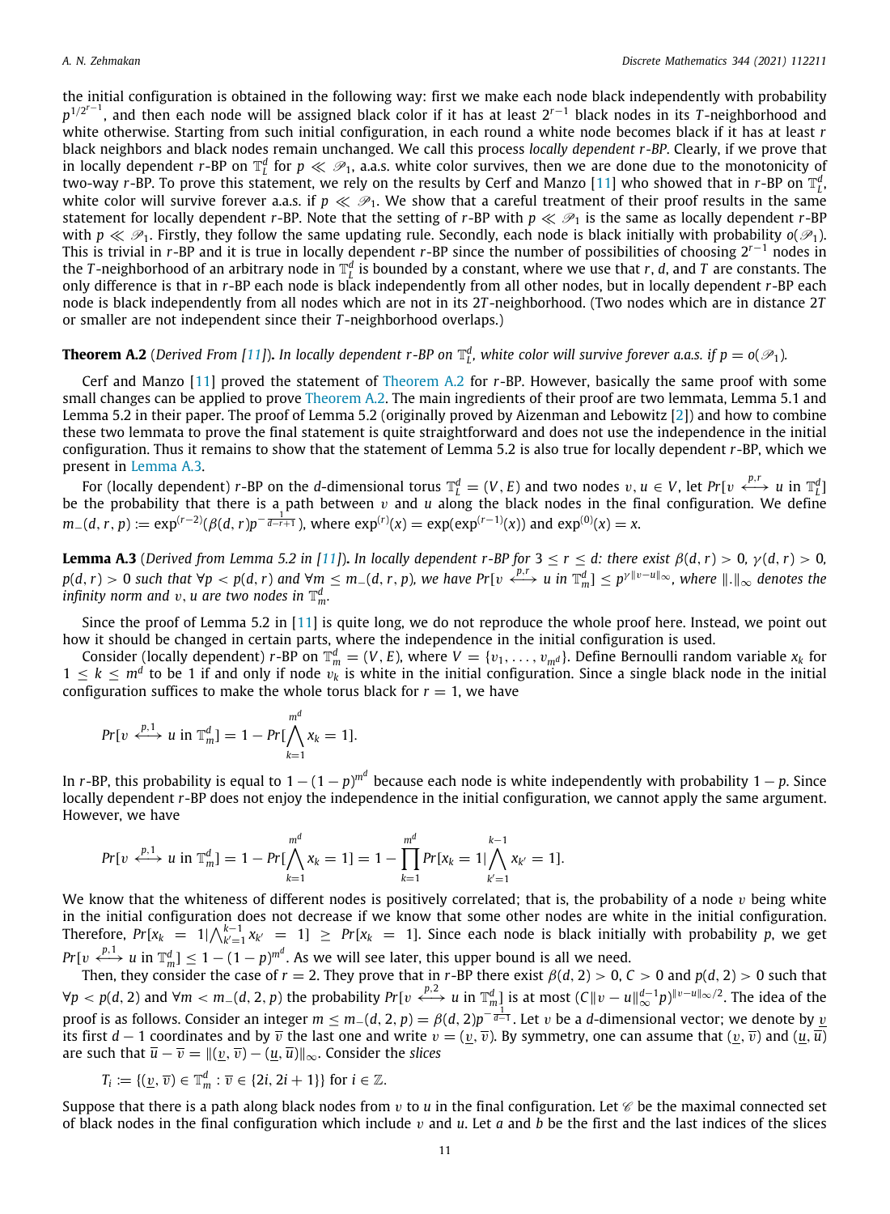the initial configuration is obtained in the following way: first we make each node black independently with probability $p^{1/2^{r-1}}$, and then each node will be assigned black color if it has at least $2^{r-1}$ black nodes in its $T$-neighborhood and white otherwise. Starting from such initial configuration, in each round a white node becomes black if it has at least $r$ black neighbors and black nodes remain unchanged. We call this process *locally dependent r-BP*. Clearly, if we prove that in locally dependent $r$-BP on $\mathbb{T}_L^d$ for $p \ll \mathscr{P}_1$, a.a.s. white color survives, then we are done due to the monotonicity of two-way $r$-BP. To prove this statement, we rely on the results by Cerf and Manzo [11] who showed that in $r$-BP on $\mathbb{T}_L^d$, white color will survive forever a.a.s. if $p \ll \mathscr{P}_1$. We show that a careful treatment of their proof results in the same statement for locally dependent $r$-BP. Note that the setting of $r$-BP with $p \ll \mathscr{P}_1$ is the same as locally dependent $r$-BP with $p \ll \mathscr{P}_1$. Firstly, they follow the same updating rule. Secondly, each node is black initially with probability $o(\mathscr{P}_1)$. This is trivial in $r$-BP and it is true in locally dependent $r$-BP since the number of possibilities of choosing $2^{r-1}$ nodes in the $T$-neighborhood of an arbitrary node in $\mathbb{T}_L^d$ is bounded by a constant, where we use that $r$, $d$, and $T$ are constants. The only difference is that in $r$-BP each node is black independently from all other nodes, but in locally dependent $r$-BP each node is black independently from all nodes which are not in its $2T$-neighborhood. (Two nodes which are in distance $2T$ or smaller are not independent since their $T$-neighborhood overlaps.)

**Theorem A.2** (*Derived From [11]*)**.** *In locally dependent r-BP on $\mathbb{T}_L^d$, white color will survive forever a.a.s. if $p = o(\mathscr{P}_1)$.*

Cerf and Manzo [11] proved the statement of Theorem A.2 for $r$-BP. However, basically the same proof with some small changes can be applied to prove Theorem A.2. The main ingredients of their proof are two lemmata, Lemma 5.1 and Lemma 5.2 in their paper. The proof of Lemma 5.2 (originally proved by Aizenman and Lebowitz [2]) and how to combine these two lemmata to prove the final statement is quite straightforward and does not use the independence in the initial configuration. Thus it remains to show that the statement of Lemma 5.2 is also true for locally dependent $r$-BP, which we present in Lemma A.3.

For (locally dependent) $r$-BP on the $d$-dimensional torus $\mathbb{T}_L^d = (V, E)$ and two nodes $v, u \in V$, let $Pr[v \overset{p,r}{\longleftrightarrow} u \text{ in } \mathbb{T}_L^d]$ be the probability that there is a path between $v$ and $u$ along the black nodes in the final configuration. We define $m_-(d, r, p) := \exp^{(r-2)}(\beta(d, r)p^{-\frac{1}{d-r+1}})$, where $\exp^{(r)}(x) = \exp(\exp^{(r-1)}(x))$ and $\exp^{(0)}(x) = x$.

**Lemma A.3** (*Derived from Lemma 5.2 in [11]*)**.** *In locally dependent r-BP for $3 \le r \le d$: there exist $\beta(d, r) > 0$, $\gamma(d, r) > 0$, $p(d, r) > 0$ such that $\forall p < p(d, r)$ and $\forall m \le m_-(d, r, p)$, we have $Pr[v \overset{p,r}{\longleftrightarrow} u \text{ in } \mathbb{T}_m^d] \le p^{\gamma\|v-u\|_\infty}$, where $\|.\|_\infty$ denotes the infinity norm and $v, u$ are two nodes in $\mathbb{T}_m^d$.*

Since the proof of Lemma 5.2 in [11] is quite long, we do not reproduce the whole proof here. Instead, we point out how it should be changed in certain parts, where the independence in the initial configuration is used.

Consider (locally dependent) $r$-BP on $\mathbb{T}_m^d = (V, E)$, where $V = \{v_1, \ldots, v_{m^d}\}$. Define Bernoulli random variable $x_k$ for $1 \le k \le m^d$ to be 1 if and only if node $v_k$ is white in the initial configuration. Since a single black node in the initial configuration suffices to make the whole torus black for $r = 1$, we have

$$Pr[v \overset{p,1}{\longleftrightarrow} u \text{ in } \mathbb{T}_m^d] = 1 - Pr[\bigwedge_{k=1}^{m^d} x_k = 1].$$

In $r$-BP, this probability is equal to $1 - (1 - p)^{m^d}$ because each node is white independently with probability $1 - p$. Since locally dependent $r$-BP does not enjoy the independence in the initial configuration, we cannot apply the same argument. However, we have

$$Pr[v \overset{p,1}{\longleftrightarrow} u \text{ in } \mathbb{T}_m^d] = 1 - Pr[\bigwedge_{k=1}^{m^d} x_k = 1] = 1 - \prod_{k=1}^{m^d} Pr[x_k = 1 | \bigwedge_{k'=1}^{k-1} x_{k'} = 1].$$

We know that the whiteness of different nodes is positively correlated; that is, the probability of a node $v$ being white in the initial configuration does not decrease if we know that some other nodes are white in the initial configuration. Therefore, $Pr[x_k = 1 | \bigwedge_{k'=1}^{k-1} x_{k'} = 1] \ge Pr[x_k = 1]$. Since each node is black initially with probability $p$, we get $Pr[v \overset{p,1}{\longleftrightarrow} u \text{ in } \mathbb{T}_m^d] \le 1 - (1 - p)^{m^d}$. As we will see later, this upper bound is all we need.

Then, they consider the case of $r = 2$. They prove that in $r$-BP there exist $\beta(d, 2) > 0$, $C > 0$ and $p(d, 2) > 0$ such that $\forall p < p(d, 2)$ and $\forall m < m_-(d, 2, p)$ the probability $Pr[v \overset{p,2}{\longleftrightarrow} u \text{ in } \mathbb{T}_m^d]$ is at most $(C\|v - u\|_\infty^{d-1}p)^{\|v-u\|_\infty/2}$. The idea of the proof is as follows. Consider an integer $m \le m_-(d, 2, p) = \beta(d, 2)p^{-\frac{1}{d-1}}$. Let $v$ be a $d$-dimensional vector; we denote by $\underline{v}$ its first $d - 1$ coordinates and by $\overline{v}$ the last one and write $v = (\underline{v}, \overline{v})$. By symmetry, one can assume that $(\underline{v}, \overline{v})$ and $(\underline{u}, \overline{u})$ are such that $\overline{u} - \overline{v} = \|(\underline{v}, \overline{v}) - (\underline{u}, \overline{u})\|_\infty$. Consider the *slices*

$$T_i := \{(\underline{v}, \overline{v}) \in \mathbb{T}_m^d : \overline{v} \in \{2i, 2i + 1\}\} \text{ for } i \in \mathbb{Z}.$$

Suppose that there is a path along black nodes from $v$ to $u$ in the final configuration. Let $\mathscr{C}$ be the maximal connected set of black nodes in the final configuration which include $v$ and $u$. Let $a$ and $b$ be the first and the last indices of the slices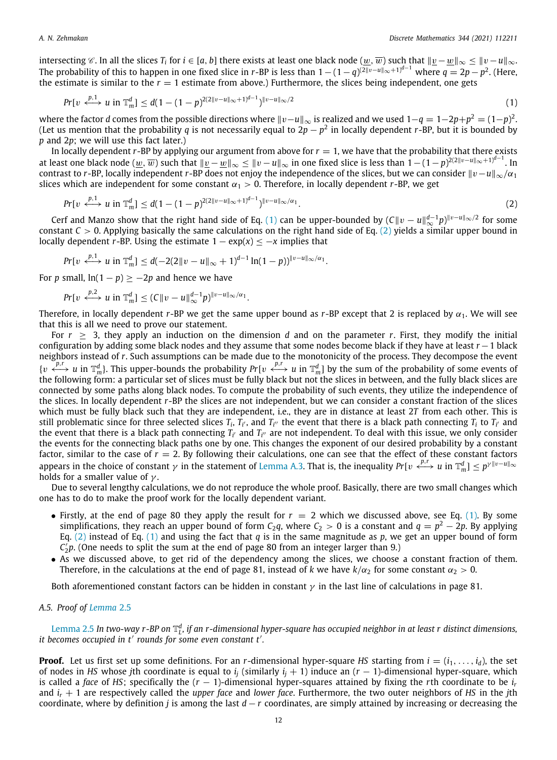intersecting $\mathscr{C}$. In all the slices $T_i$ for $i \in [a, b]$ there exists at least one black node $(\underline{w}, \overline{w})$ such that $\|\underline{v} - \underline{w}\|_\infty \leq \|v - u\|_\infty$. The probability of this to happen in one fixed slice in $r$-BP is less than $1 - (1 - q)^{(2\|v-u\|_\infty+1)^{d-1}}$ where $q = 2p - p^2$. (Here, the estimate is similar to the $r = 1$ estimate from above.) Furthermore, the slices being independent, one gets

$$Pr[v \xleftrightarrow{p,1} u \text{ in } \mathbb{T}_m^d] \leq d(1 - (1 - p)^{2(2\|v-u\|_\infty+1)^{d-1}})^{\|v-u\|_\infty/2} \tag{1}$$

where the factor $d$ comes from the possible directions where $\|v - u\|_\infty$ is realized and we used $1 - q = 1 - 2p + p^2 = (1 - p)^2$. (Let us mention that the probability $q$ is not necessarily equal to $2p - p^2$ in locally dependent $r$-BP, but it is bounded by $p$ and $2p$; we will use this fact later.)

In locally dependent $r$-BP by applying our argument from above for $r = 1$, we have that the probability that there exists at least one black node $(\underline{w}, \overline{w})$ such that $\|\underline{v} - \underline{w}\|_\infty \leq \|v - u\|_\infty$ in one fixed slice is less than $1 - (1 - p)^{2(2\|v-u\|_\infty+1)^{d-1}}$. In contrast to $r$-BP, locally independent $r$-BP does not enjoy the independence of the slices, but we can consider $\|v - u\|_\infty/\alpha_1$ slices which are independent for some constant $\alpha_1 > 0$. Therefore, in locally dependent $r$-BP, we get

$$Pr[v \xleftrightarrow{p,1} u \text{ in } \mathbb{T}_m^d] \leq d(1 - (1 - p)^{2(2\|v-u\|_\infty+1)^{d-1}})^{\|v-u\|_\infty/\alpha_1}. \tag{2}$$

Cerf and Manzo show that the right hand side of Eq. (1) can be upper-bounded by $(C\|v - u\|_\infty^{d-1} p)^{\|v-u\|_\infty/2}$ for some constant $C > 0$. Applying basically the same calculations on the right hand side of Eq. (2) yields a similar upper bound in locally dependent $r$-BP. Using the estimate $1 - \exp(x) \leq -x$ implies that

$$Pr[v \xleftrightarrow{p,1} u \text{ in } \mathbb{T}_m^d] \leq d(-2(2\|v - u\|_\infty + 1)^{d-1} \ln(1 - p))^{\|v-u\|_\infty/\alpha_1}.$$

For $p$ small, $\ln(1 - p) \geq -2p$ and hence we have

$$Pr[v \xleftrightarrow{p,2} u \text{ in } \mathbb{T}_m^d] \leq (C\|v - u\|_\infty^{d-1} p)^{\|v-u\|_\infty/\alpha_1}.$$

Therefore, in locally dependent $r$-BP we get the same upper bound as $r$-BP except that 2 is replaced by $\alpha_1$. We will see that this is all we need to prove our statement.

For $r \geq 3$, they apply an induction on the dimension $d$ and on the parameter $r$. First, they modify the initial configuration by adding some black nodes and they assume that some nodes become black if they have at least $r - 1$ black neighbors instead of $r$. Such assumptions can be made due to the monotonicity of the process. They decompose the event $\{v \xleftrightarrow{p,r} u \text{ in } \mathbb{T}_m^d\}$. This upper-bounds the probability $Pr[v \xleftrightarrow{p,r} u \text{ in } \mathbb{T}_m^d]$ by the sum of the probability of some events of the following form: a particular set of slices must be fully black but not the slices in between, and the fully black slices are connected by some paths along black nodes. To compute the probability of such events, they utilize the independence of the slices. In locally dependent $r$-BP the slices are not independent, but we can consider a constant fraction of the slices which must be fully black such that they are independent, i.e., they are in distance at least $2T$ from each other. This is still problematic since for three selected slices $T_i$, $T_{i'}$, and $T_{i''}$ the event that there is a black path connecting $T_i$ to $T_{i'}$ and the event that there is a black path connecting $T_{i'}$ and $T_{i''}$ are not independent. To deal with this issue, we only consider the events for the connecting black paths one by one. This changes the exponent of our desired probability by a constant factor, similar to the case of $r = 2$. By following their calculations, one can see that the effect of these constant factors appears in the choice of constant $\gamma$ in the statement of Lemma A.3. That is, the inequality $Pr[v \xleftrightarrow{p,r} u \text{ in } \mathbb{T}_m^d] \leq p^{\gamma\|v-u\|_\infty}$ holds for a smaller value of $\gamma$.

Due to several lengthy calculations, we do not reproduce the whole proof. Basically, there are two small changes which one has to do to make the proof work for the locally dependent variant.

- Firstly, at the end of page 80 they apply the result for $r = 2$ which we discussed above, see Eq. (1). By some simplifications, they reach an upper bound of form $C_2 q$, where $C_2 > 0$ is a constant and $q = p^2 - 2p$. By applying Eq. (2) instead of Eq. (1) and using the fact that $q$ is in the same magnitude as $p$, we get an upper bound of form $C_2' p$. (One needs to split the sum at the end of page 80 from an integer larger than 9.)
- As we discussed above, to get rid of the dependency among the slices, we choose a constant fraction of them. Therefore, in the calculations at the end of page 81, instead of $k$ we have $k/\alpha_2$ for some constant $\alpha_2 > 0$.

Both aforementioned constant factors can be hidden in constant $\gamma$ in the last line of calculations in page 81.

### A.5. Proof of Lemma 2.5

Lemma 2.5 *In two-way $r$-BP on $\mathbb{T}_L^d$, if an $r$-dimensional hyper-square has occupied neighbor in at least $r$ distinct dimensions, it becomes occupied in $t'$ rounds for some even constant $t'$.*

**Proof.** Let us first set up some definitions. For an $r$-dimensional hyper-square $HS$ starting from $i = (i_1, \ldots, i_d)$, the set of nodes in $HS$ whose $j$th coordinate is equal to $i_j$ (similarly $i_j + 1$) induce an $(r - 1)$-dimensional hyper-square, which is called a *face* of $HS$; specifically the $(r - 1)$-dimensional hyper-squares attained by fixing the $r$th coordinate to be $i_r$ and $i_r + 1$ are respectively called the *upper face* and *lower face*. Furthermore, the two outer neighbors of $HS$ in the $j$th coordinate, where by definition $j$ is among the last $d - r$ coordinates, are simply attained by increasing or decreasing the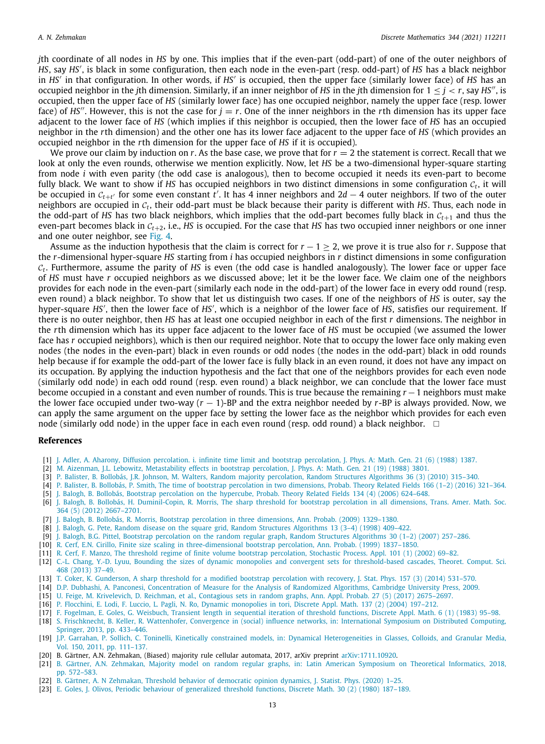$j$th coordinate of all nodes in $HS$ by one. This implies that if the even-part (odd-part) of one of the outer neighbors of $HS$, say $HS'$, is black in some configuration, then each node in the even-part (resp. odd-part) of $HS$ has a black neighbor in $HS'$ in that configuration. In other words, if $HS'$ is occupied, then the upper face (similarly lower face) of $HS$ has an occupied neighbor in the $j$th dimension. Similarly, if an inner neighbor of $HS$ in the $j$th dimension for $1 \leq j < r$, say $HS''$, is occupied, then the upper face of $HS$ (similarly lower face) has one occupied neighbor, namely the upper face (resp. lower face) of $HS''$. However, this is not the case for $j = r$. One of the inner neighbors in the $r$th dimension has its upper face adjacent to the lower face of $HS$ (which implies if this neighbor is occupied, then the lower face of $HS$ has an occupied neighbor in the $r$th dimension) and the other one has its lower face adjacent to the upper face of $HS$ (which provides an occupied neighbor in the $r$th dimension for the upper face of $HS$ if it is occupied).

We prove our claim by induction on $r$. As the base case, we prove that for $r = 2$ the statement is correct. Recall that we look at only the even rounds, otherwise we mention explicitly. Now, let $HS$ be a two-dimensional hyper-square starting from node $i$ with even parity (the odd case is analogous), then to become occupied it needs its even-part to become fully black. We want to show if $HS$ has occupied neighbors in two distinct dimensions in some configuration $\mathcal{C}_t$, it will be occupied in $\mathcal{C}_{t+t'}$ for some even constant $t'$. It has 4 inner neighbors and $2d - 4$ outer neighbors. If two of the outer neighbors are occupied in $\mathcal{C}_t$, their odd-part must be black because their parity is different with $HS$. Thus, each node in the odd-part of $HS$ has two black neighbors, which implies that the odd-part becomes fully black in $\mathcal{C}_{t+1}$ and thus the even-part becomes black in $\mathcal{C}_{t+2}$, i.e., $HS$ is occupied. For the case that $HS$ has two occupied inner neighbors or one inner and one outer neighbor, see Fig. 4.

Assume as the induction hypothesis that the claim is correct for $r - 1 \geq 2$, we prove it is true also for $r$. Suppose that the $r$-dimensional hyper-square $HS$ starting from $i$ has occupied neighbors in $r$ distinct dimensions in some configuration $\mathcal{C}_t$. Furthermore, assume the parity of $HS$ is even (the odd case is handled analogously). The lower face or upper face of $HS$ must have $r$ occupied neighbors as we discussed above; let it be the lower face. We claim one of the neighbors provides for each node in the even-part (similarly each node in the odd-part) of the lower face in every odd round (resp. even round) a black neighbor. To show that let us distinguish two cases. If one of the neighbors of $HS$ is outer, say the hyper-square $HS'$, then the lower face of $HS'$, which is a neighbor of the lower face of $HS$, satisfies our requirement. If there is no outer neighbor, then $HS$ has at least one occupied neighbor in each of the first $r$ dimensions. The neighbor in the $r$th dimension which has its upper face adjacent to the lower face of $HS$ must be occupied (we assumed the lower face has $r$ occupied neighbors), which is then our required neighbor. Note that to occupy the lower face only making even nodes (the nodes in the even-part) black in even rounds or odd nodes (the nodes in the odd-part) black in odd rounds help because if for example the odd-part of the lower face is fully black in an even round, it does not have any impact on its occupation. By applying the induction hypothesis and the fact that one of the neighbors provides for each even node (similarly odd node) in each odd round (resp. even round) a black neighbor, we can conclude that the lower face must become occupied in a constant and even number of rounds. This is true because the remaining $r - 1$ neighbors must make the lower face occupied under two-way $(r - 1)$-BP and the extra neighbor needed by $r$-BP is always provided. Now, we can apply the same argument on the upper face by setting the lower face as the neighbor which provides for each even node (similarly odd node) in the upper face in each even round (resp. odd round) a black neighbor. □

## References

[1] J. Adler, A. Aharony, Diffusion percolation. i. infinite time limit and bootstrap percolation, J. Phys. A: Math. Gen. 21 (6) (1988) 1387.

[2] M. Aizenman, J.L. Lebowitz, Metastability effects in bootstrap percolation, J. Phys. A: Math. Gen. 21 (19) (1988) 3801.

[3] P. Balister, B. Bollobás, J.R. Johnson, M. Walters, Random majority percolation, Random Structures Algorithms 36 (3) (2010) 315–340.

[4] P. Balister, B. Bollobás, P. Smith, The time of bootstrap percolation in two dimensions, Probab. Theory Related Fields 166 (1–2) (2016) 321–364.

[5] J. Balogh, B. Bollobás, Bootstrap percolation on the hypercube, Probab. Theory Related Fields 134 (4) (2006) 624–648.

[6] J. Balogh, B. Bollobás, H. Duminil-Copin, R. Morris, The sharp threshold for bootstrap percolation in all dimensions, Trans. Amer. Math. Soc. 364 (5) (2012) 2667–2701.

[7] J. Balogh, B. Bollobás, R. Morris, Bootstrap percolation in three dimensions, Ann. Probab. (2009) 1329–1380.

[8] J. Balogh, G. Pete, Random disease on the square grid, Random Structures Algorithms 13 (3–4) (1998) 409–422.

[9] J. Balogh, B.G. Pittel, Bootstrap percolation on the random regular graph, Random Structures Algorithms 30 (1–2) (2007) 257–286.

[10] R. Cerf, E.N. Cirillo, Finite size scaling in three-dimensional bootstrap percolation, Ann. Probab. (1999) 1837–1850.

[11] R. Cerf, F. Manzo, The threshold regime of finite volume bootstrap percolation, Stochastic Process. Appl. 101 (1) (2002) 69–82.

[12] C.-L. Chang, Y.-D. Lyuu, Bounding the sizes of dynamic monopolies and convergent sets for threshold-based cascades, Theoret. Comput. Sci. 468 (2013) 37–49.

[13] T. Coker, K. Gunderson, A sharp threshold for a modified bootstrap percolation with recovery, J. Stat. Phys. 157 (3) (2014) 531–570.

[14] D.P. Dubhashi, A. Panconesi, Concentration of Measure for the Analysis of Randomized Algorithms, Cambridge University Press, 2009.

[15] U. Feige, M. Krivelevich, D. Reichman, et al., Contagious sets in random graphs, Ann. Appl. Probab. 27 (5) (2017) 2675–2697.

[16] P. Flocchini, E. Lodi, F. Luccio, L. Pagli, N. Ro, Dynamic monopolies in tori, Discrete Appl. Math. 137 (2) (2004) 197–212.

[17] F. Fogelman, E. Goles, G. Weisbuch, Transient length in sequential iteration of threshold functions, Discrete Appl. Math. 6 (1) (1983) 95–98.

[18] S. Frischknecht, B. Keller, R. Wattenhofer, Convergence in (social) influence networks, in: International Symposium on Distributed Computing, Springer, 2013, pp. 433–446.

[19] J.P. Garrahan, P. Sollich, C. Toninelli, Kinetically constrained models, in: Dynamical Heterogeneities in Glasses, Colloids, and Granular Media, Vol. 150, 2011, pp. 111–137.

[20] B. Gärtner, A.N. Zehmakan, (Biased) majority rule cellular automata, 2017, arXiv preprint arXiv:1711.10920.

[21] B. Gärtner, A.N. Zehmakan, Majority model on random regular graphs, in: Latin American Symposium on Theoretical Informatics, 2018, pp. 572–583.

[22] B. Gärtner, A. N Zehmakan, Threshold behavior of democratic opinion dynamics, J. Statist. Phys. (2020) 1–25.

[23] E. Goles, J. Olivos, Periodic behaviour of generalized threshold functions, Discrete Math. 30 (2) (1980) 187–189.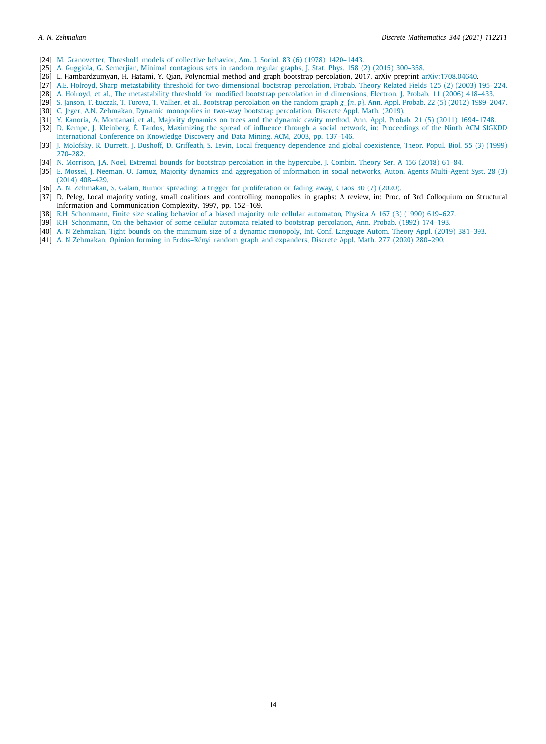[24] M. Granovetter, Threshold models of collective behavior, Am. J. Sociol. 83 (6) (1978) 1420–1443.

[25] A. Guggiola, G. Semerjian, Minimal contagious sets in random regular graphs, J. Stat. Phys. 158 (2) (2015) 300–358.

[26] L. Hambardzumyan, H. Hatami, Y. Qian, Polynomial method and graph bootstrap percolation, 2017, arXiv preprint arXiv:1708.04640.

[27] A.E. Holroyd, Sharp metastability threshold for two-dimensional bootstrap percolation, Probab. Theory Related Fields 125 (2) (2003) 195–224.

[28] A. Holroyd, et al., The metastability threshold for modified bootstrap percolation in $d$ dimensions, Electron. J. Probab. 11 (2006) 418–433.

[29] S. Janson, T. Łuczak, T. Turova, T. Vallier, et al., Bootstrap percolation on the random graph $g_{n, p}$, Ann. Appl. Probab. 22 (5) (2012) 1989–2047.

[30] C. Jeger, A.N. Zehmakan, Dynamic monopolies in two-way bootstrap percolation, Discrete Appl. Math. (2019).

[31] Y. Kanoria, A. Montanari, et al., Majority dynamics on trees and the dynamic cavity method, Ann. Appl. Probab. 21 (5) (2011) 1694–1748.

[32] D. Kempe, J. Kleinberg, É. Tardos, Maximizing the spread of influence through a social network, in: Proceedings of the Ninth ACM SIGKDD International Conference on Knowledge Discovery and Data Mining, ACM, 2003, pp. 137–146.

[33] J. Molofsky, R. Durrett, J. Dushoff, D. Griffeath, S. Levin, Local frequency dependence and global coexistence, Theor. Popul. Biol. 55 (3) (1999) 270–282.

[34] N. Morrison, J.A. Noel, Extremal bounds for bootstrap percolation in the hypercube, J. Combin. Theory Ser. A 156 (2018) 61–84.

[35] E. Mossel, J. Neeman, O. Tamuz, Majority dynamics and aggregation of information in social networks, Auton. Agents Multi-Agent Syst. 28 (3) (2014) 408–429.

[36] A. N. Zehmakan, S. Galam, Rumor spreading: a trigger for proliferation or fading away, Chaos 30 (7) (2020).

[37] D. Peleg, Local majority voting, small coalitions and controlling monopolies in graphs: A review, in: Proc. of 3rd Colloquium on Structural Information and Communication Complexity, 1997, pp. 152–169.

[38] R.H. Schonmann, Finite size scaling behavior of a biased majority rule cellular automaton, Physica A 167 (3) (1990) 619–627.

[39] R.H. Schonmann, On the behavior of some cellular automata related to bootstrap percolation, Ann. Probab. (1992) 174–193.

[40] A. N Zehmakan, Tight bounds on the minimum size of a dynamic monopoly, Int. Conf. Language Autom. Theory Appl. (2019) 381–393.

[41] A. N Zehmakan, Opinion forming in Erdős–Rényi random graph and expanders, Discrete Appl. Math. 277 (2020) 280–290.